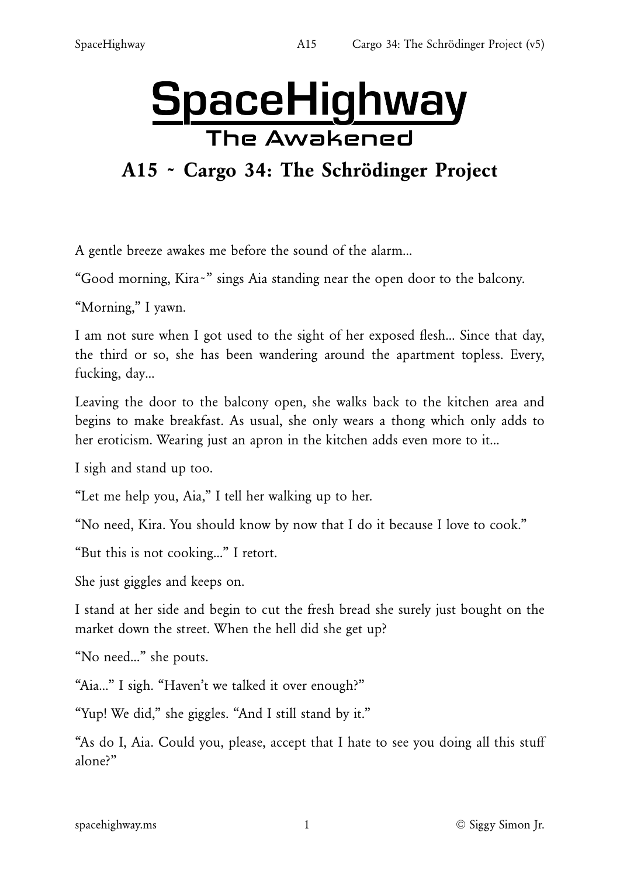# SpaceHighway

## The Awakened

## A15 ~ Cargo 34: The Schrödinger Project

A gentle breeze awakes me before the sound of the alarm...

"Good morning, Kira~" sings Aia standing near the open door to the balcony.

"Morning," I yawn.

I am not sure when I got used to the sight of her exposed flesh... Since that day, the third or so, she has been wandering around the apartment topless. Every, fucking, day...

Leaving the door to the balcony open, she walks back to the kitchen area and begins to make breakfast. As usual, she only wears a thong which only adds to her eroticism. Wearing just an apron in the kitchen adds even more to it...

I sigh and stand up too.

"Let me help you, Aia," I tell her walking up to her.

"No need, Kira. You should know by now that I do it because I love to cook."

"But this is not cooking..." I retort.

She just giggles and keeps on.

I stand at her side and begin to cut the fresh bread she surely just bought on the market down the street. When the hell did she get up?

"No need..." she pouts.

"Aia..." I sigh. "Haven't we talked it over enough?"

"Yup! We did," she giggles. "And I still stand by it."

"As do I, Aia. Could you, please, accept that I hate to see you doing all this stuff alone?"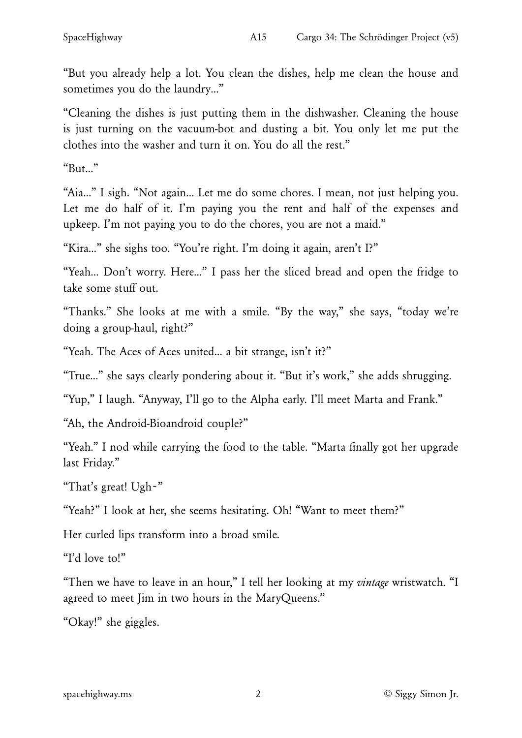"But you already help a lot. You clean the dishes, help me clean the house and sometimes you do the laundry..."

"Cleaning the dishes is just putting them in the dishwasher. Cleaning the house is just turning on the vacuum-bot and dusting a bit. You only let me put the clothes into the washer and turn it on. You do all the rest."

"But..."

"Aia..." I sigh. "Not again... Let me do some chores. I mean, not just helping you. Let me do half of it. I'm paying you the rent and half of the expenses and upkeep. I'm not paying you to do the chores, you are not a maid."

"Kira..." she sighs too. "You're right. I'm doing it again, aren't I?"

"Yeah... Don't worry. Here..." I pass her the sliced bread and open the fridge to take some stuff out.

"Thanks." She looks at me with a smile. "By the way," she says, "today we're doing a group-haul, right?"

"Yeah. The Aces of Aces united... a bit strange, isn't it?"

"True..." she says clearly pondering about it. "But it's work," she adds shrugging.

"Yup," I laugh. "Anyway, I'll go to the Alpha early. I'll meet Marta and Frank."

"Ah, the Android-Bioandroid couple?"

"Yeah." I nod while carrying the food to the table. "Marta finally got her upgrade last Friday."

"That's great! Ugh~"

"Yeah?" I look at her, she seems hesitating. Oh! "Want to meet them?"

Her curled lips transform into a broad smile.

"I'd love to!"

"Then we have to leave in an hour," I tell her looking at my *vintage* wristwatch. "I agreed to meet Jim in two hours in the MaryQueens."

"Okay!" she giggles.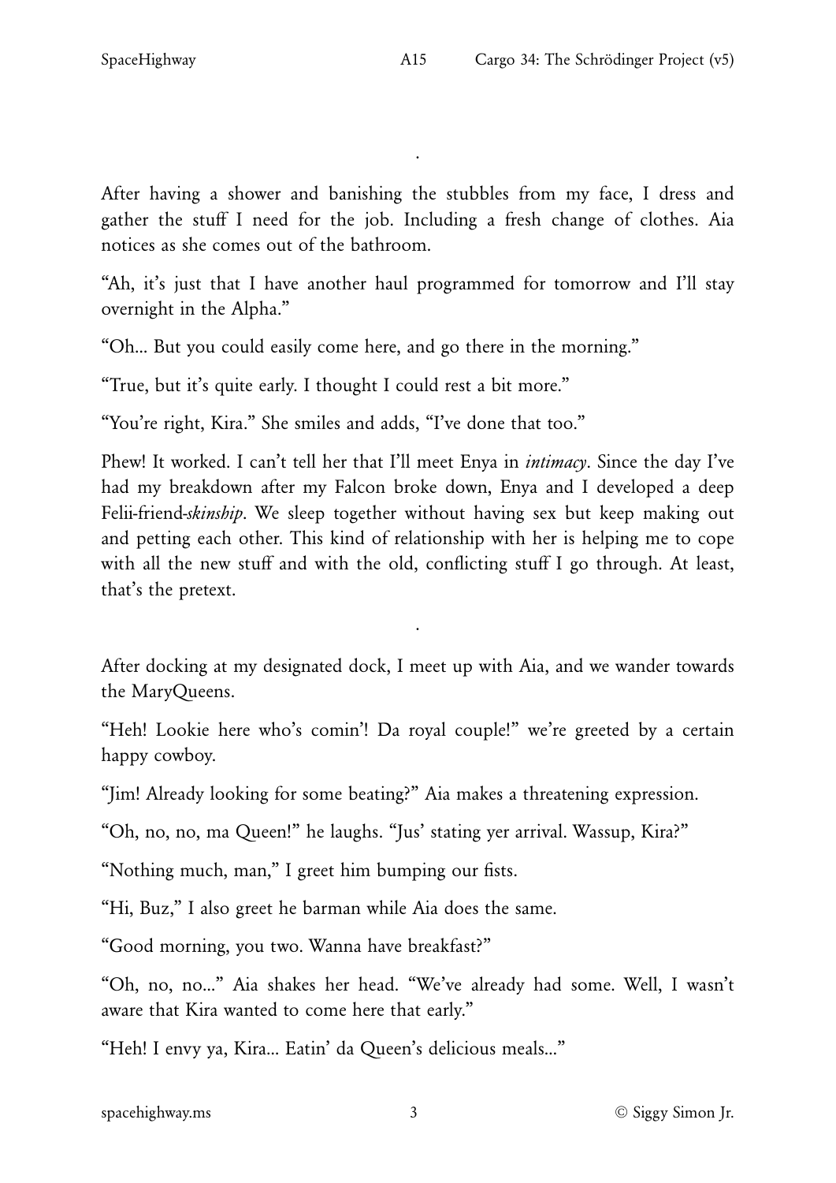.

After having a shower and banishing the stubbles from my face, I dress and gather the stuff I need for the job. Including a fresh change of clothes. Aia notices as she comes out of the bathroom.

"Ah, it's just that I have another haul programmed for tomorrow and I'll stay overnight in the Alpha."

"Oh... But you could easily come here, and go there in the morning."

"True, but it's quite early. I thought I could rest a bit more."

"You're right, Kira." She smiles and adds, "I've done that too."

Phew! It worked. I can't tell her that I'll meet Enya in *intimacy*. Since the day I've had my breakdown after my Falcon broke down, Enya and I developed a deep Felii-friend-*skinship*. We sleep together without having sex but keep making out and petting each other. This kind of relationship with her is helping me to cope with all the new stuff and with the old, conflicting stuff I go through. At least, that's the pretext.

.

After docking at my designated dock, I meet up with Aia, and we wander towards the MaryQueens.

"Heh! Lookie here who's comin'! Da royal couple!" we're greeted by a certain happy cowboy.

"Jim! Already looking for some beating?" Aia makes a threatening expression.

"Oh, no, no, ma Queen!" he laughs. "Jus' stating yer arrival. Wassup, Kira?"

"Nothing much, man," I greet him bumping our fists.

"Hi, Buz," I also greet he barman while Aia does the same.

"Good morning, you two. Wanna have breakfast?"

"Oh, no, no..." Aia shakes her head. "We've already had some. Well, I wasn't aware that Kira wanted to come here that early."

"Heh! I envy ya, Kira... Eatin' da Queen's delicious meals..."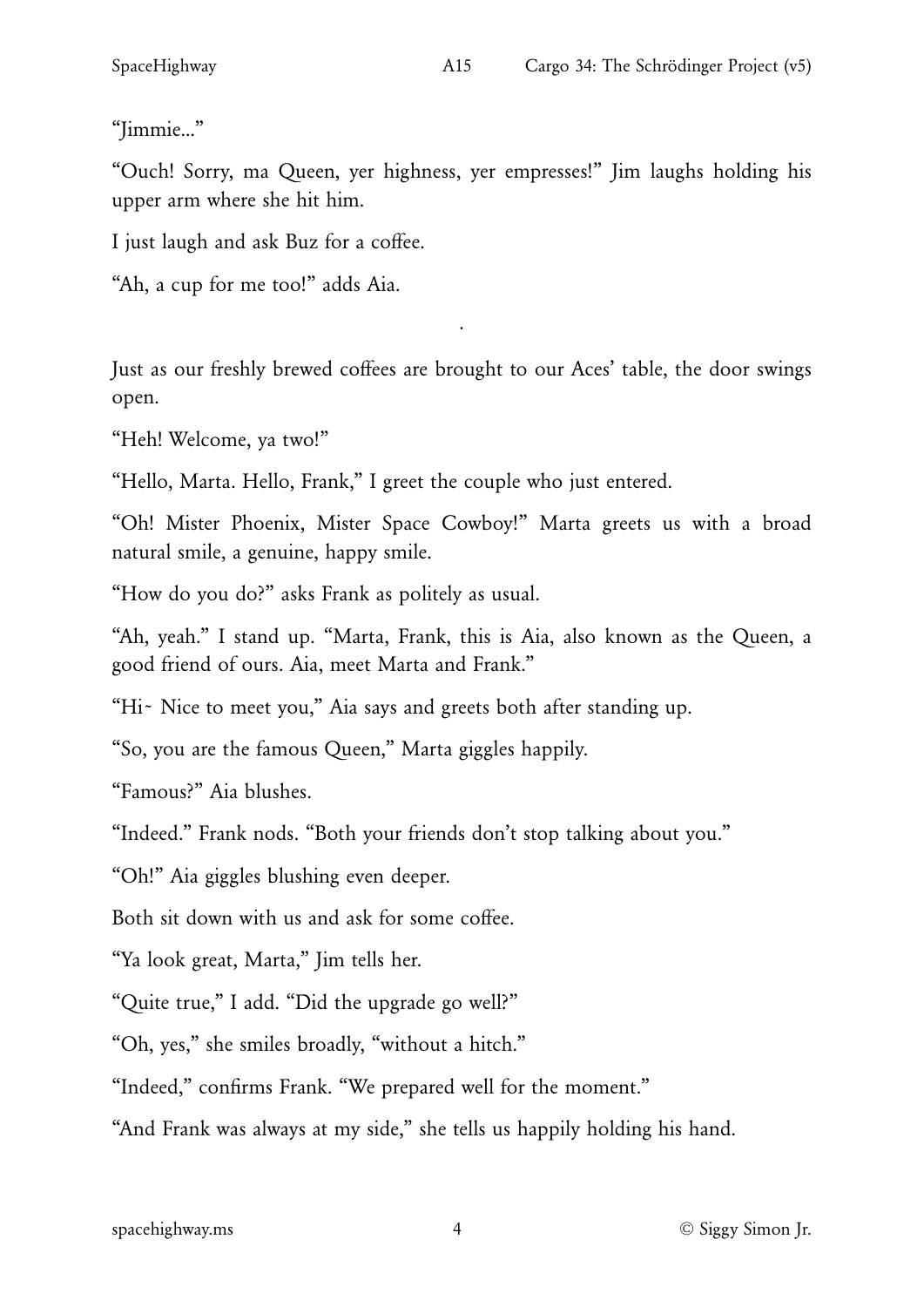"Jimmie..."

"Ouch! Sorry, ma Queen, yer highness, yer empresses!" Jim laughs holding his upper arm where she hit him.

I just laugh and ask Buz for a coffee.

"Ah, a cup for me too!" adds Aia.

.

Just as our freshly brewed coffees are brought to our Aces' table, the door swings open.

"Heh! Welcome, ya two!"

"Hello, Marta. Hello, Frank," I greet the couple who just entered.

"Oh! Mister Phoenix, Mister Space Cowboy!" Marta greets us with a broad natural smile, a genuine, happy smile.

"How do you do?" asks Frank as politely as usual.

"Ah, yeah." I stand up. "Marta, Frank, this is Aia, also known as the Queen, a good friend of ours. Aia, meet Marta and Frank."

"Hi~ Nice to meet you," Aia says and greets both after standing up.

"So, you are the famous Queen," Marta giggles happily.

"Famous?" Aia blushes.

"Indeed." Frank nods. "Both your friends don't stop talking about you."

"Oh!" Aia giggles blushing even deeper.

Both sit down with us and ask for some coffee.

"Ya look great, Marta," Jim tells her.

"Quite true," I add. "Did the upgrade go well?"

"Oh, yes," she smiles broadly, "without a hitch."

"Indeed," confirms Frank. "We prepared well for the moment."

"And Frank was always at my side," she tells us happily holding his hand.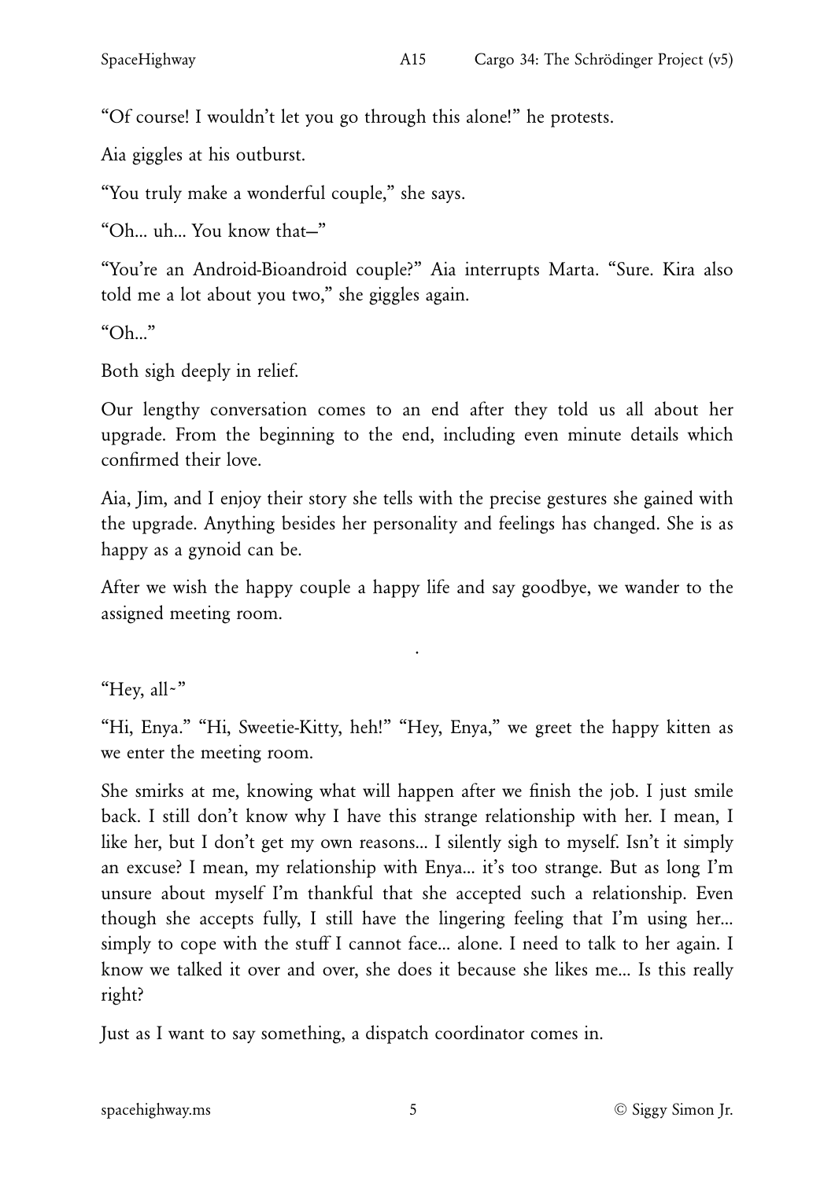"Of course! I wouldn't let you go through this alone!" he protests.

Aia giggles at his outburst.

"You truly make a wonderful couple," she says.

"Oh... uh... You know that–"

"You're an Android-Bioandroid couple?" Aia interrupts Marta. "Sure. Kira also told me a lot about you two," she giggles again.

"Oh..."

Both sigh deeply in relief.

Our lengthy conversation comes to an end after they told us all about her upgrade. From the beginning to the end, including even minute details which confirmed their love.

Aia, Jim, and I enjoy their story she tells with the precise gestures she gained with the upgrade. Anything besides her personality and feelings has changed. She is as happy as a gynoid can be.

After we wish the happy couple a happy life and say goodbye, we wander to the assigned meeting room.

·

"Hey, all~"

"Hi, Enya." "Hi, Sweetie-Kitty, heh!" "Hey, Enya," we greet the happy kitten as we enter the meeting room.

She smirks at me, knowing what will happen after we finish the job. I just smile back. I still don't know why I have this strange relationship with her. I mean, I like her, but I don't get my own reasons... I silently sigh to myself. Isn't it simply an excuse? I mean, my relationship with Enya... it's too strange. But as long I'm unsure about myself I'm thankful that she accepted such a relationship. Even though she accepts fully, I still have the lingering feeling that I'm using her... simply to cope with the stuff I cannot face... alone. I need to talk to her again. I know we talked it over and over, she does it because she likes me... Is this really right?

Just as I want to say something, a dispatch coordinator comes in.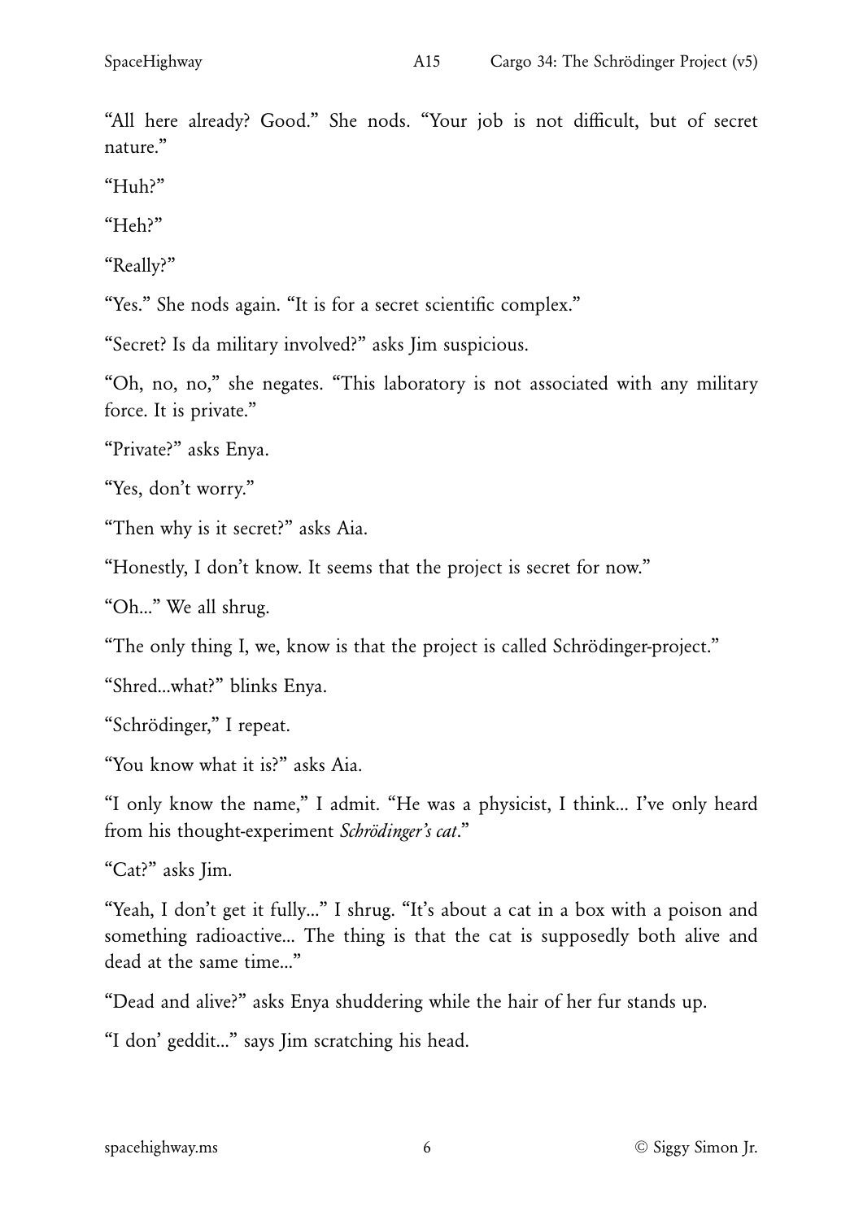"All here already? Good." She nods. "Your job is not difficult, but of secret nature."

"Huh?"

"Heh?"

"Really?"

"Yes." She nods again. "It is for a secret scientific complex."

"Secret? Is da military involved?" asks Jim suspicious.

"Oh, no, no," she negates. "This laboratory is not associated with any military force. It is private."

"Private?" asks Enya.

"Yes, don't worry."

"Then why is it secret?" asks Aia.

"Honestly, I don't know. It seems that the project is secret for now."

"Oh..." We all shrug.

"The only thing I, we, know is that the project is called Schrödinger-project."

"Shred...what?" blinks Enya.

"Schrödinger," I repeat.

"You know what it is?" asks Aia.

"I only know the name," I admit. "He was a physicist, I think... I've only heard from his thought-experiment *Schrödinger's cat*."

"Cat?" asks Jim.

"Yeah, I don't get it fully..." I shrug. "It's about a cat in a box with a poison and something radioactive... The thing is that the cat is supposedly both alive and dead at the same time..."

"Dead and alive?" asks Enya shuddering while the hair of her fur stands up.

"I don' geddit..." says Jim scratching his head.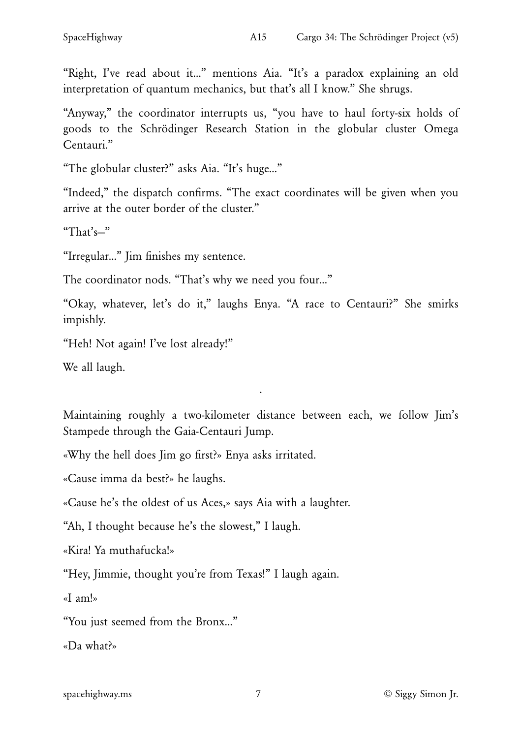"Right, I've read about it..." mentions Aia. "It's a paradox explaining an old interpretation of quantum mechanics, but that's all I know." She shrugs.

"Anyway," the coordinator interrupts us, "you have to haul forty-six holds of goods to the Schrödinger Research Station in the globular cluster Omega Centauri."

"The globular cluster?" asks Aia. "It's huge..."

"Indeed," the dispatch confirms. "The exact coordinates will be given when you arrive at the outer border of the cluster."

"That's—"

"Irregular..." Jim finishes my sentence.

The coordinator nods. "That's why we need you four..."

"Okay, whatever, let's do it," laughs Enya. "A race to Centauri?" She smirks impishly.

"Heh! Not again! I've lost already!"

We all laugh.

·

Maintaining roughly a two-kilometer distance between each, we follow Jim's Stampede through the Gaia-Centauri Jump.

«Why the hell does Jim go first?» Enya asks irritated.

«Cause imma da best?» he laughs.

«Cause he's the oldest of us Aces,» says Aia with a laughter.

"Ah, I thought because he's the slowest," I laugh.

«Kira! Ya muthafucka!»

"Hey, Jimmie, thought you're from Texas!" I laugh again.

«I am!»

"You just seemed from the Bronx..."

«Da what?»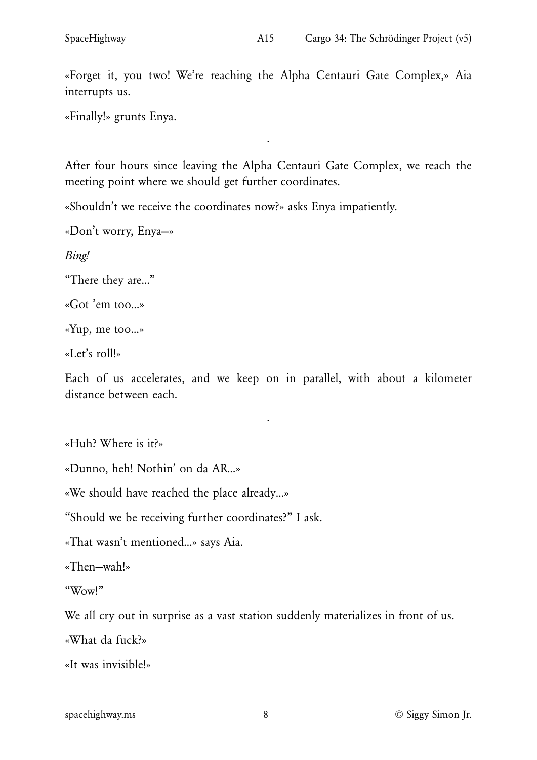«Forget it, you two! We're reaching the Alpha Centauri Gate Complex,» Aia interrupts us.

«Finally!» grunts Enya.

.

After four hours since leaving the Alpha Centauri Gate Complex, we reach the meeting point where we should get further coordinates.

«Shouldn't we receive the coordinates now?» asks Enya impatiently.

«Don't worry, Enya—»

*Bing!*

"There they are..."

«Got 'em too...»

«Yup, me too...»

«Let's roll!»

Each of us accelerates, and we keep on in parallel, with about a kilometer distance between each.

.

«Huh? Where is it?»

«Dunno, heh! Nothin' on da AR...»

«We should have reached the place already...»

"Should we be receiving further coordinates?" I ask.

«That wasn't mentioned...» says Aia.

«Then—wah!»

"Wow!"

We all cry out in surprise as a vast station suddenly materializes in front of us.

«What da fuck?»

«It was invisible!»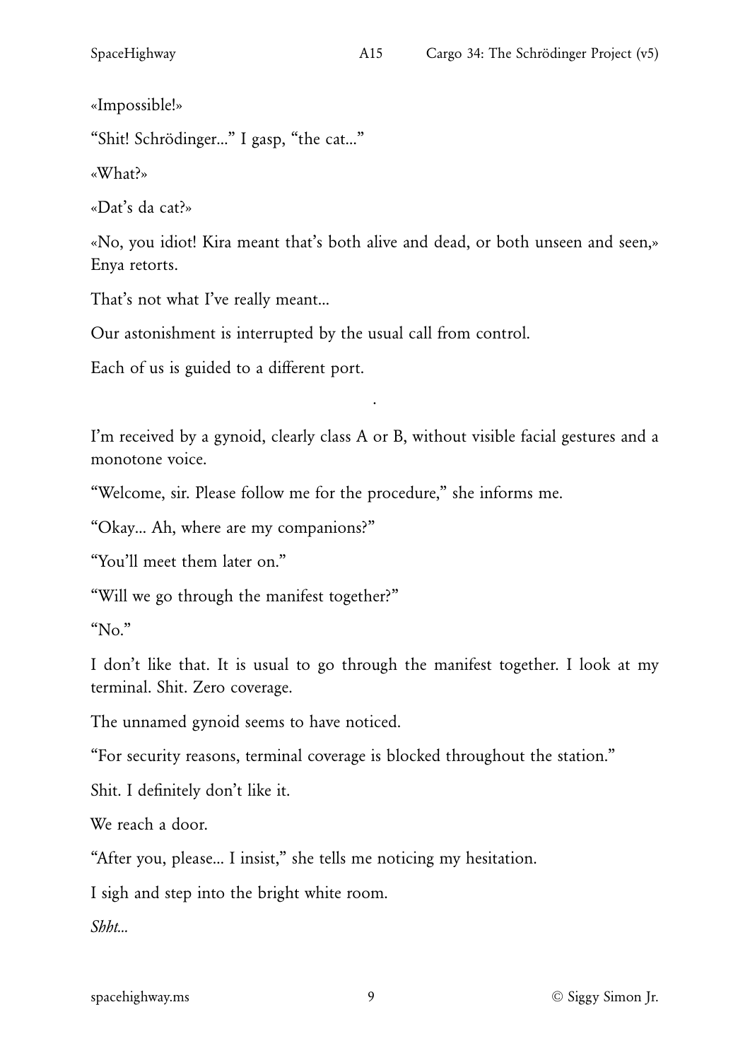«Impossible!»

"Shit! Schrödinger..." I gasp, "the cat..."

«What?»

«Dat's da cat?»

«No, you idiot! Kira meant that's both alive and dead, or both unseen and seen,» Enya retorts.

That's not what I've really meant...

Our astonishment is interrupted by the usual call from control.

Each of us is guided to a different port.

.

I'm received by a gynoid, clearly class A or B, without visible facial gestures and a monotone voice.

"Welcome, sir. Please follow me for the procedure," she informs me.

"Okay... Ah, where are my companions?"

"You'll meet them later on."

"Will we go through the manifest together?"

"No."

I don't like that. It is usual to go through the manifest together. I look at my terminal. Shit. Zero coverage.

The unnamed gynoid seems to have noticed.

"For security reasons, terminal coverage is blocked throughout the station."

Shit. I definitely don't like it.

We reach a door.

"After you, please... I insist," she tells me noticing my hesitation.

I sigh and step into the bright white room.

*Shht...*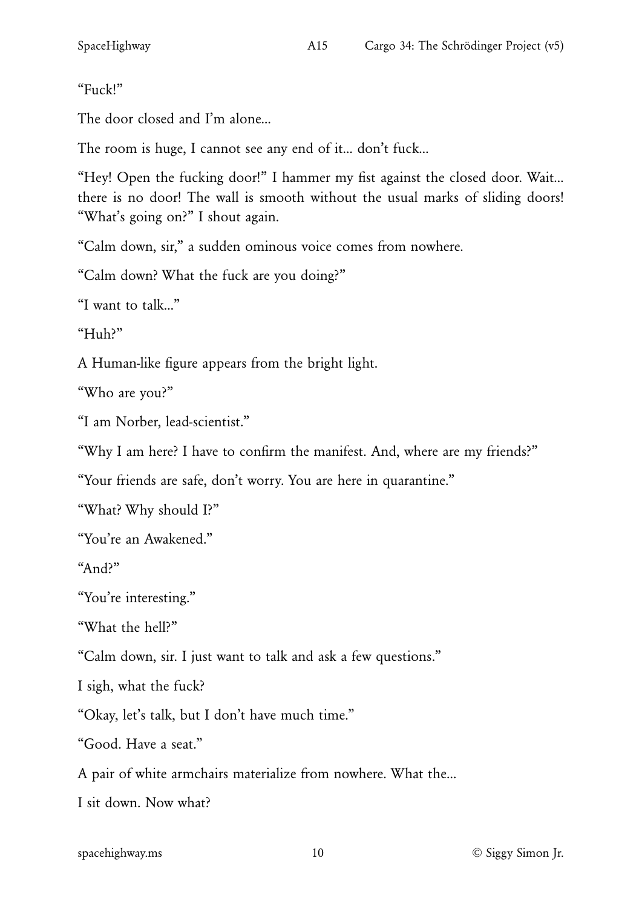"Fuck!"

The door closed and I'm alone...

The room is huge, I cannot see any end of it... don't fuck...

"Hey! Open the fucking door!" I hammer my fist against the closed door. Wait... there is no door! The wall is smooth without the usual marks of sliding doors! "What's going on?" I shout again.

"Calm down, sir," a sudden ominous voice comes from nowhere.

"Calm down? What the fuck are you doing?"

"I want to talk..."

"Huh?"

A Human-like figure appears from the bright light.

"Who are you?"

"I am Norber, lead-scientist."

"Why I am here? I have to confirm the manifest. And, where are my friends?"

"Your friends are safe, don't worry. You are here in quarantine."

"What? Why should I?"

"You're an Awakened."

"And?"

"You're interesting."

"What the hell?"

"Calm down, sir. I just want to talk and ask a few questions."

I sigh, what the fuck?

"Okay, let's talk, but I don't have much time."

"Good. Have a seat."

A pair of white armchairs materialize from nowhere. What the...

I sit down. Now what?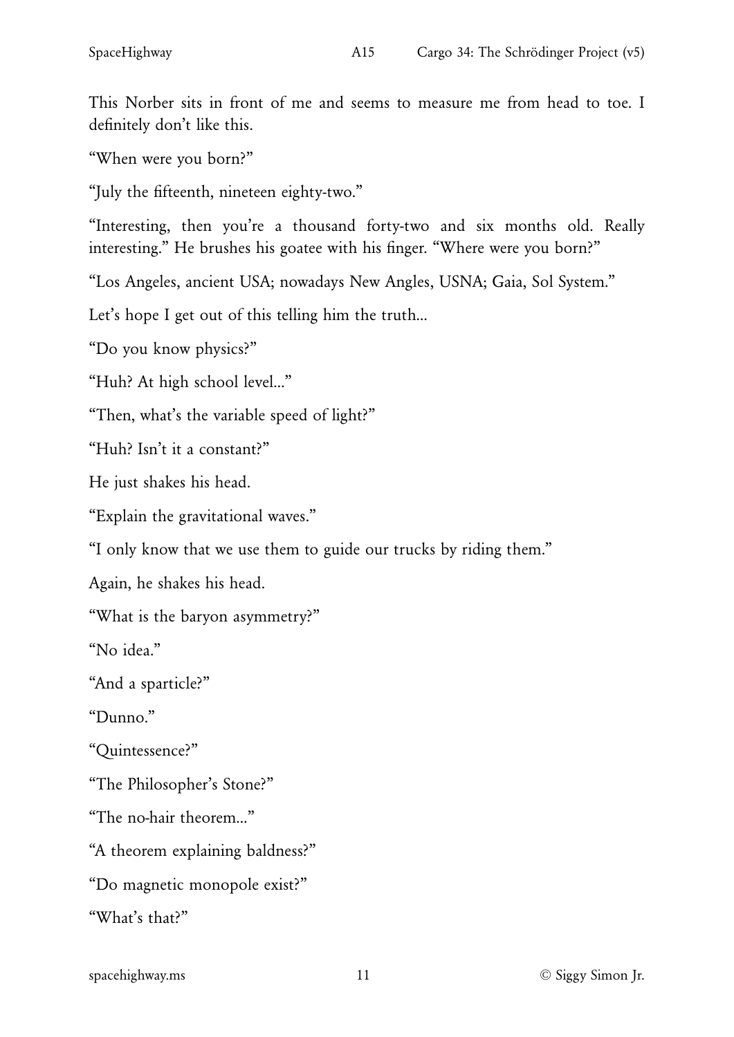This Norber sits in front of me and seems to measure me from head to toe. I definitely don't like this.

"When were you born?"

"July the fifteenth, nineteen eighty-two."

"Interesting, then you're a thousand forty-two and six months old. Really interesting." He brushes his goatee with his finger. "Where were you born?"

"Los Angeles, ancient USA; nowadays New Angles, USNA; Gaia, Sol System."

Let's hope I get out of this telling him the truth...

"Do you know physics?"

"Huh? At high school level..."

"Then, what's the variable speed of light?"

"Huh? Isn't it a constant?"

He just shakes his head.

"Explain the gravitational waves."

"I only know that we use them to guide our trucks by riding them."

Again, he shakes his head.

"What is the baryon asymmetry?"

"No idea."

"And a sparticle?"

"Dunno."

"Quintessence?"

"The Philosopher's Stone?"

"The no-hair theorem..."

"A theorem explaining baldness?"

"Do magnetic monopole exist?"

"What's that?"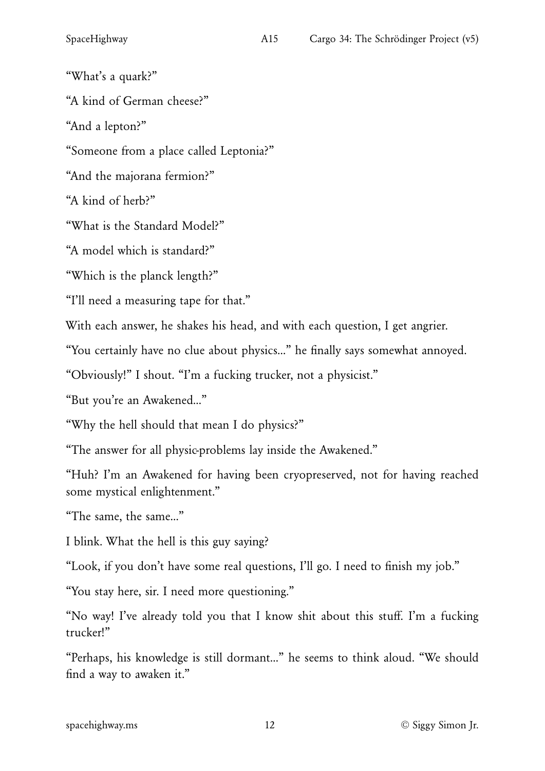"What's a quark?"

"A kind of German cheese?"

"And a lepton?"

"Someone from a place called Leptonia?"

"And the majorana fermion?"

"A kind of herb?"

"What is the Standard Model?"

"A model which is standard?"

"Which is the planck length?"

"I'll need a measuring tape for that."

With each answer, he shakes his head, and with each question, I get angrier.

"You certainly have no clue about physics..." he finally says somewhat annoyed.

"Obviously!" I shout. "I'm a fucking trucker, not a physicist."

"But you're an Awakened..."

"Why the hell should that mean I do physics?"

"The answer for all physic-problems lay inside the Awakened."

"Huh? I'm an Awakened for having been cryopreserved, not for having reached some mystical enlightenment."

"The same, the same..."

I blink. What the hell is this guy saying?

"Look, if you don't have some real questions, I'll go. I need to finish my job."

"You stay here, sir. I need more questioning."

"No way! I've already told you that I know shit about this stuff. I'm a fucking trucker!"

"Perhaps, his knowledge is still dormant..." he seems to think aloud. "We should find a way to awaken it."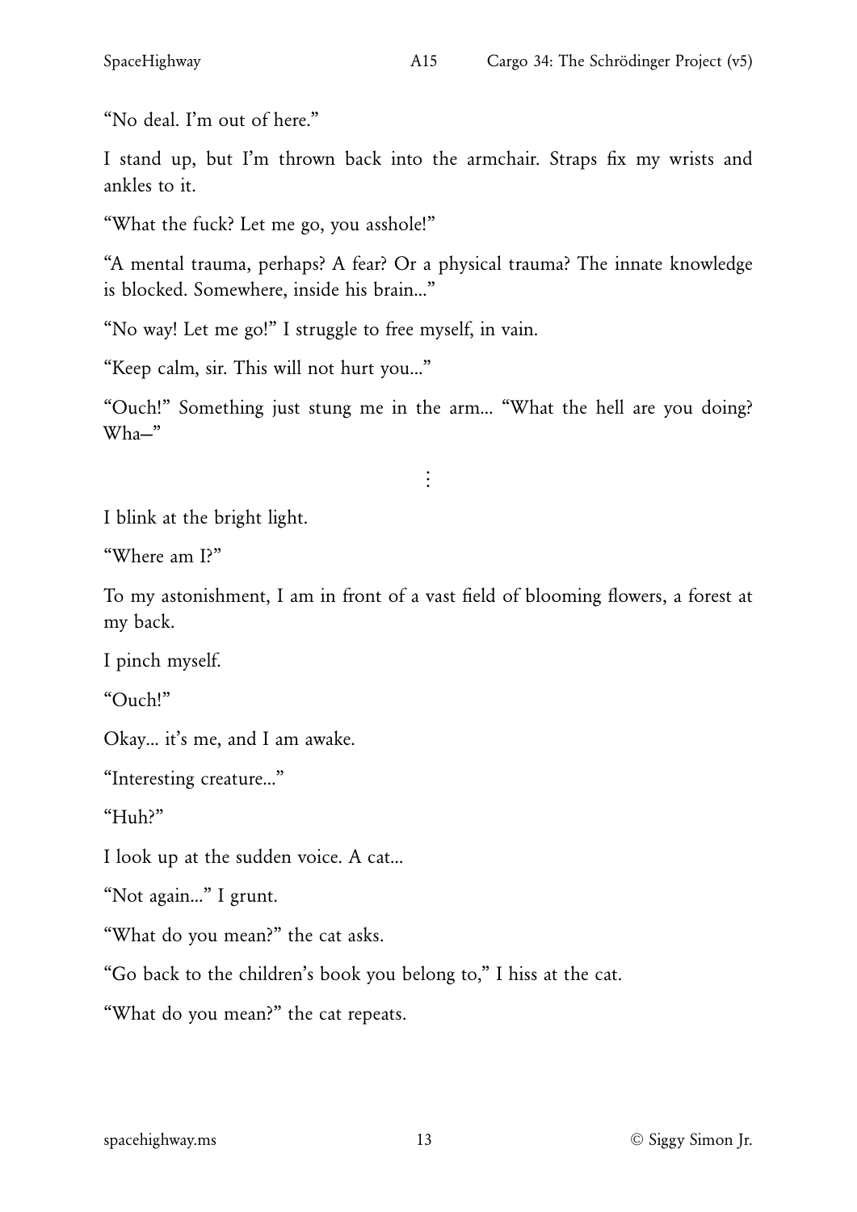"No deal. I'm out of here."

I stand up, but I'm thrown back into the armchair. Straps fix my wrists and ankles to it.

"What the fuck? Let me go, you asshole!"

"A mental trauma, perhaps? A fear? Or a physical trauma? The innate knowledge is blocked. Somewhere, inside his brain..."

"No way! Let me go!" I struggle to free myself, in vain.

"Keep calm, sir. This will not hurt you..."

"Ouch!" Something just stung me in the arm... "What the hell are you doing? Wha—"

⋮

I blink at the bright light.

"Where am I?"

To my astonishment, I am in front of a vast field of blooming flowers, a forest at my back.

I pinch myself.

"Ouch!"

Okay... it's me, and I am awake.

"Interesting creature..."

"Huh?"

I look up at the sudden voice. A cat...

"Not again..." I grunt.

"What do you mean?" the cat asks.

"Go back to the children's book you belong to," I hiss at the cat.

"What do you mean?" the cat repeats.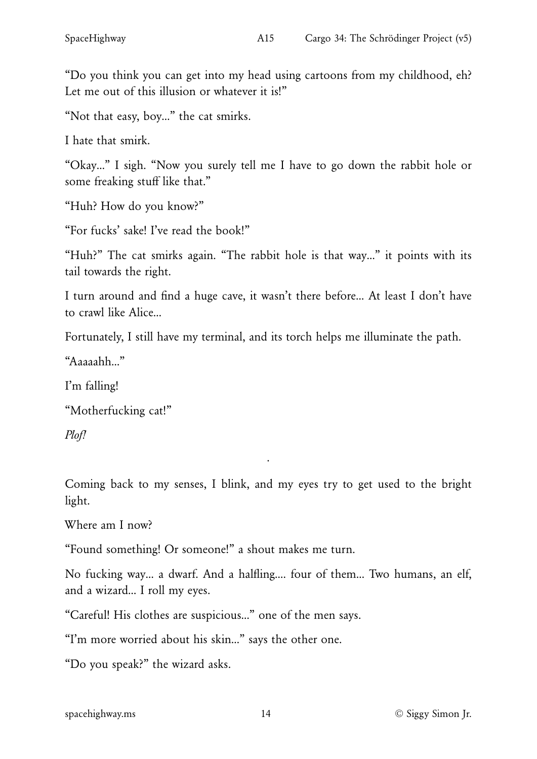"Do you think you can get into my head using cartoons from my childhood, eh? Let me out of this illusion or whatever it is!"

"Not that easy, boy..." the cat smirks.

I hate that smirk.

"Okay..." I sigh. "Now you surely tell me I have to go down the rabbit hole or some freaking stuff like that."

"Huh? How do you know?"

"For fucks' sake! I've read the book!"

"Huh?" The cat smirks again. "The rabbit hole is that way..." it points with its tail towards the right.

I turn around and find a huge cave, it wasn't there before... At least I don't have to crawl like Alice...

Fortunately, I still have my terminal, and its torch helps me illuminate the path.

"Aaaaahh..."

I'm falling!

"Motherfucking cat!"

*Plof!*

.

Coming back to my senses, I blink, and my eyes try to get used to the bright light.

Where am I now?

"Found something! Or someone!" a shout makes me turn.

No fucking way... a dwarf. And a halfling.... four of them... Two humans, an elf, and a wizard... I roll my eyes.

"Careful! His clothes are suspicious..." one of the men says.

"I'm more worried about his skin..." says the other one.

"Do you speak?" the wizard asks.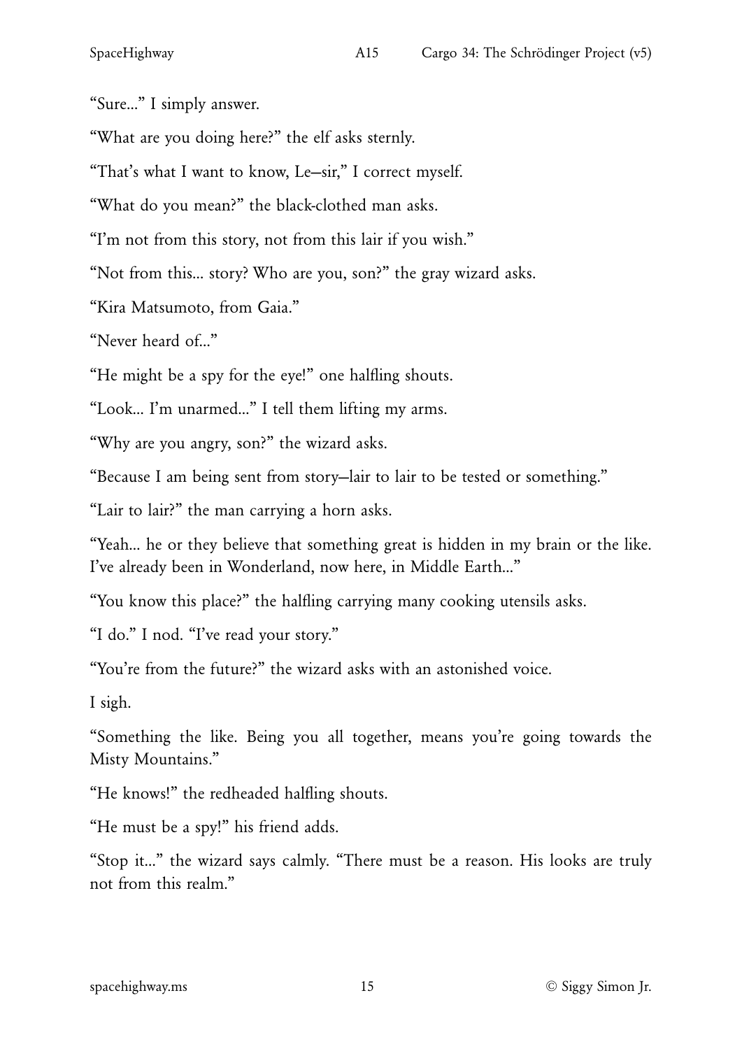"Sure..." I simply answer.

"What are you doing here?" the elf asks sternly.

"That's what I want to know, Le—sir," I correct myself.

"What do you mean?" the black-clothed man asks.

"I'm not from this story, not from this lair if you wish."

"Not from this... story? Who are you, son?" the gray wizard asks.

"Kira Matsumoto, from Gaia."

"Never heard of..."

"He might be a spy for the eye!" one halfling shouts.

"Look... I'm unarmed..." I tell them lifting my arms.

"Why are you angry, son?" the wizard asks.

"Because I am being sent from story—lair to lair to be tested or something."

"Lair to lair?" the man carrying a horn asks.

"Yeah... he or they believe that something great is hidden in my brain or the like. I've already been in Wonderland, now here, in Middle Earth..."

"You know this place?" the halfling carrying many cooking utensils asks.

"I do." I nod. "I've read your story."

"You're from the future?" the wizard asks with an astonished voice.

I sigh.

"Something the like. Being you all together, means you're going towards the Misty Mountains."

"He knows!" the redheaded halfling shouts.

"He must be a spy!" his friend adds.

"Stop it..." the wizard says calmly. "There must be a reason. His looks are truly not from this realm."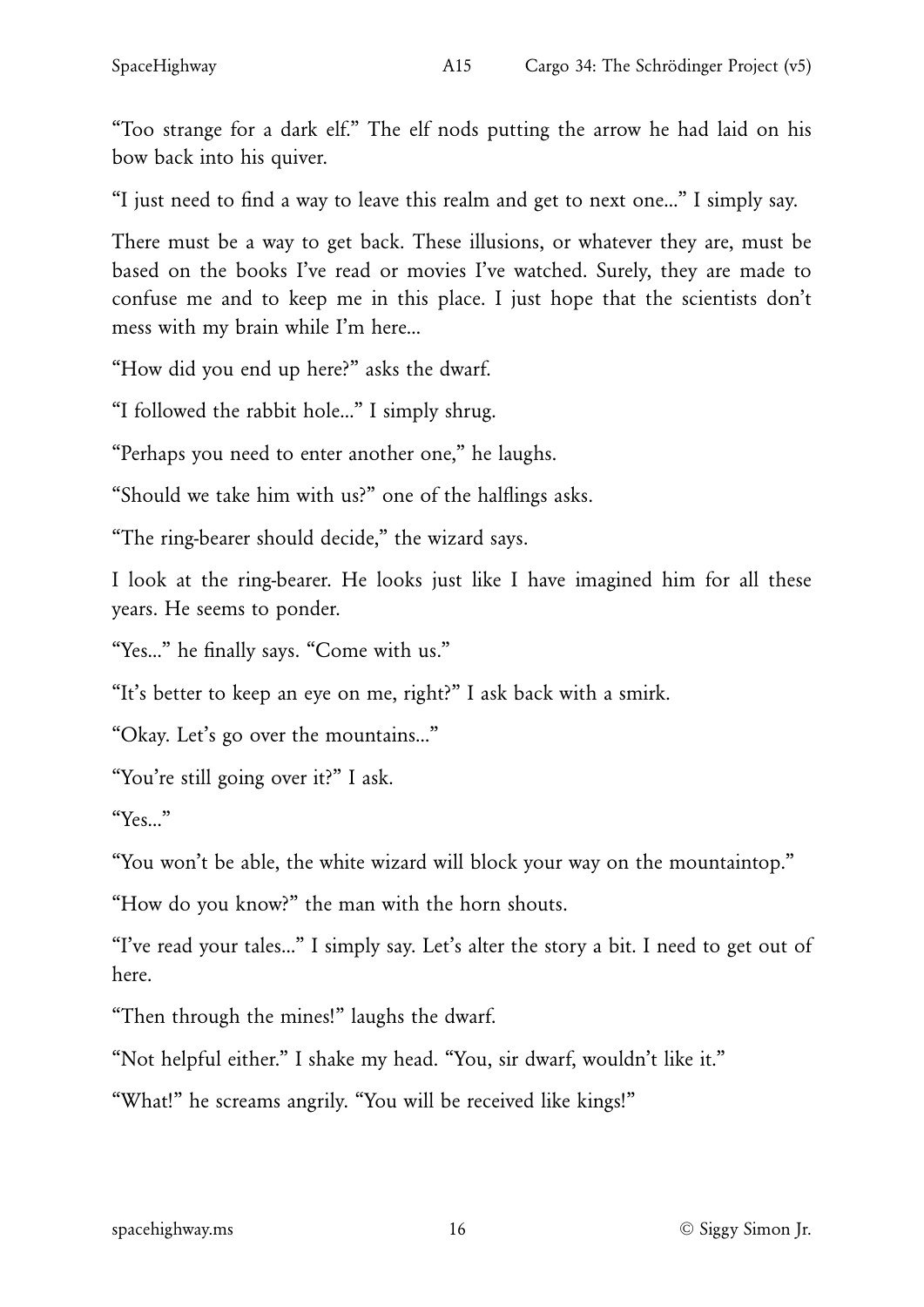"Too strange for a dark elf." The elf nods putting the arrow he had laid on his bow back into his quiver.

"I just need to find a way to leave this realm and get to next one..." I simply say.

There must be a way to get back. These illusions, or whatever they are, must be based on the books I've read or movies I've watched. Surely, they are made to confuse me and to keep me in this place. I just hope that the scientists don't mess with my brain while I'm here...

"How did you end up here?" asks the dwarf.

"I followed the rabbit hole..." I simply shrug.

"Perhaps you need to enter another one," he laughs.

"Should we take him with us?" one of the halflings asks.

"The ring-bearer should decide," the wizard says.

I look at the ring-bearer. He looks just like I have imagined him for all these years. He seems to ponder.

"Yes..." he finally says. "Come with us."

"It's better to keep an eye on me, right?" I ask back with a smirk.

"Okay. Let's go over the mountains..."

"You're still going over it?" I ask.

"Yes..."

"You won't be able, the white wizard will block your way on the mountaintop."

"How do you know?" the man with the horn shouts.

"I've read your tales..." I simply say. Let's alter the story a bit. I need to get out of here.

"Then through the mines!" laughs the dwarf.

"Not helpful either." I shake my head. "You, sir dwarf, wouldn't like it."

"What!" he screams angrily. "You will be received like kings!"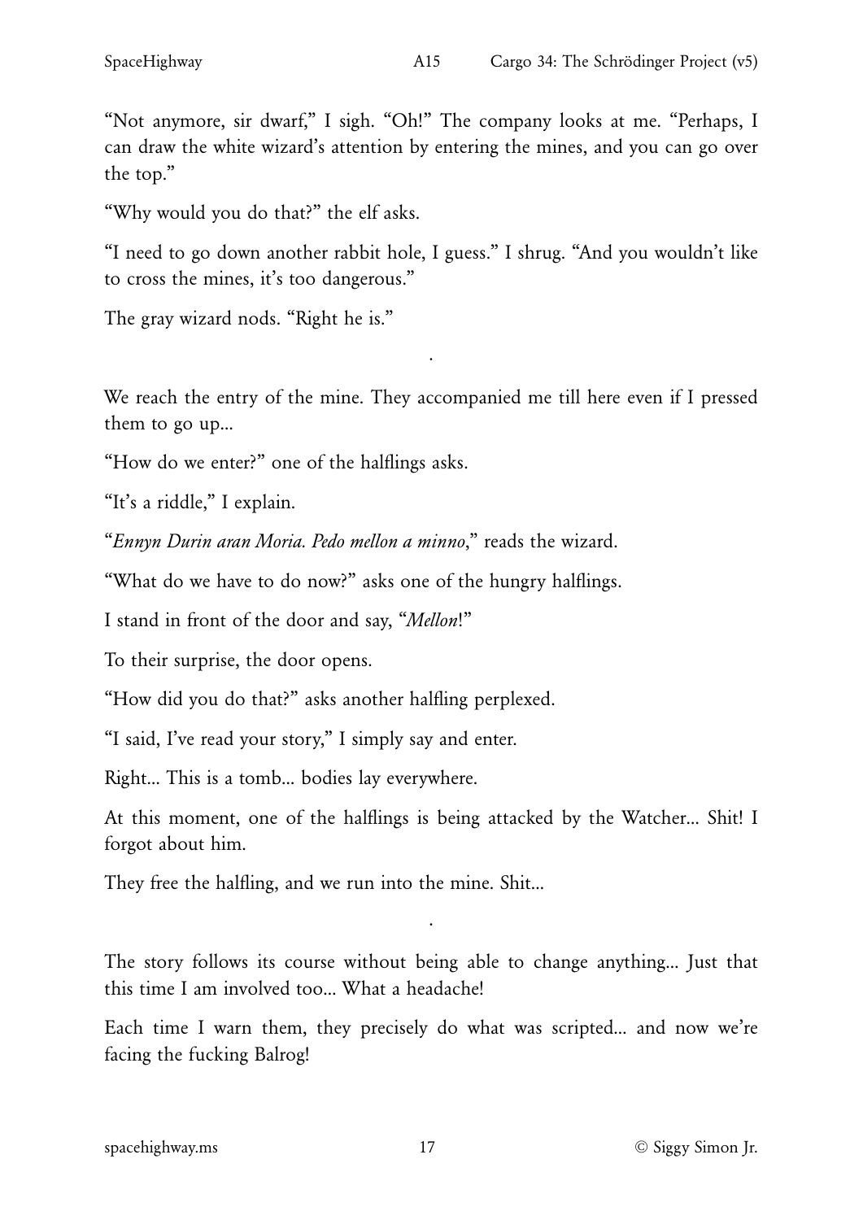"Not anymore, sir dwarf," I sigh. "Oh!" The company looks at me. "Perhaps, I can draw the white wizard's attention by entering the mines, and you can go over the top."

"Why would you do that?" the elf asks.

"I need to go down another rabbit hole, I guess." I shrug. "And you wouldn't like to cross the mines, it's too dangerous."

The gray wizard nods. "Right he is."

.

We reach the entry of the mine. They accompanied me till here even if I pressed them to go up...

"How do we enter?" one of the halflings asks.

"It's a riddle," I explain.

"*Ennyn Durin aran Moria. Pedo mellon a minno*," reads the wizard.

"What do we have to do now?" asks one of the hungry halflings.

I stand in front of the door and say, "*Mellon*!"

To their surprise, the door opens.

"How did you do that?" asks another halfling perplexed.

"I said, I've read your story," I simply say and enter.

Right... This is a tomb... bodies lay everywhere.

At this moment, one of the halflings is being attacked by the Watcher... Shit! I forgot about him.

They free the halfling, and we run into the mine. Shit...

.

The story follows its course without being able to change anything... Just that this time I am involved too... What a headache!

Each time I warn them, they precisely do what was scripted... and now we're facing the fucking Balrog!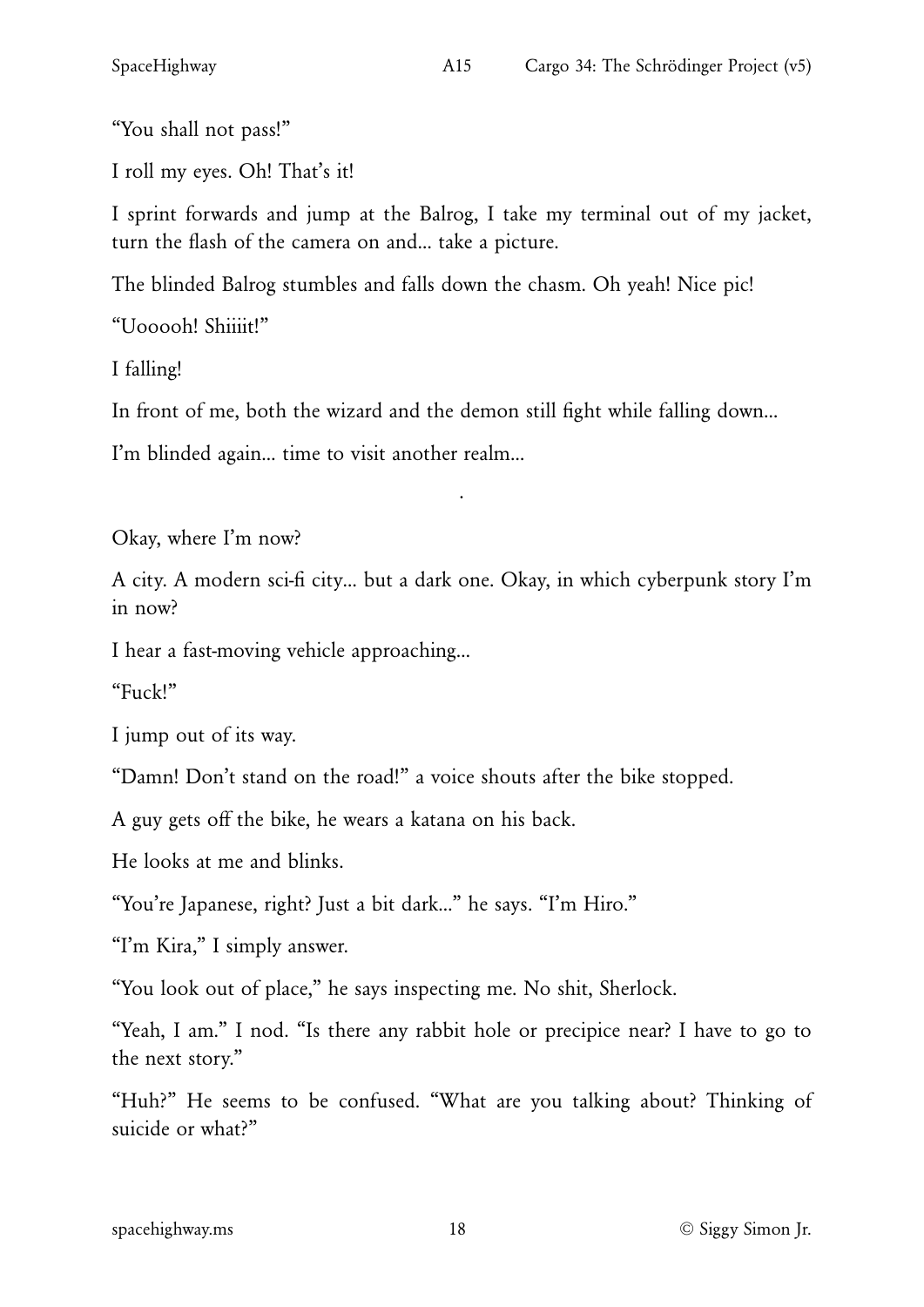"You shall not pass!"

I roll my eyes. Oh! That's it!

I sprint forwards and jump at the Balrog, I take my terminal out of my jacket, turn the flash of the camera on and... take a picture.

The blinded Balrog stumbles and falls down the chasm. Oh yeah! Nice pic!

"Uooooh! Shiiiit!"

I falling!

In front of me, both the wizard and the demon still fight while falling down...

I'm blinded again... time to visit another realm...

.

Okay, where I'm now?

A city. A modern sci-fi city... but a dark one. Okay, in which cyberpunk story I'm in now?

I hear a fast-moving vehicle approaching...

"Fuck!"

I jump out of its way.

"Damn! Don't stand on the road!" a voice shouts after the bike stopped.

A guy gets off the bike, he wears a katana on his back.

He looks at me and blinks.

"You're Japanese, right? Just a bit dark..." he says. "I'm Hiro."

"I'm Kira," I simply answer.

"You look out of place," he says inspecting me. No shit, Sherlock.

"Yeah, I am." I nod. "Is there any rabbit hole or precipice near? I have to go to the next story."

"Huh?" He seems to be confused. "What are you talking about? Thinking of suicide or what?"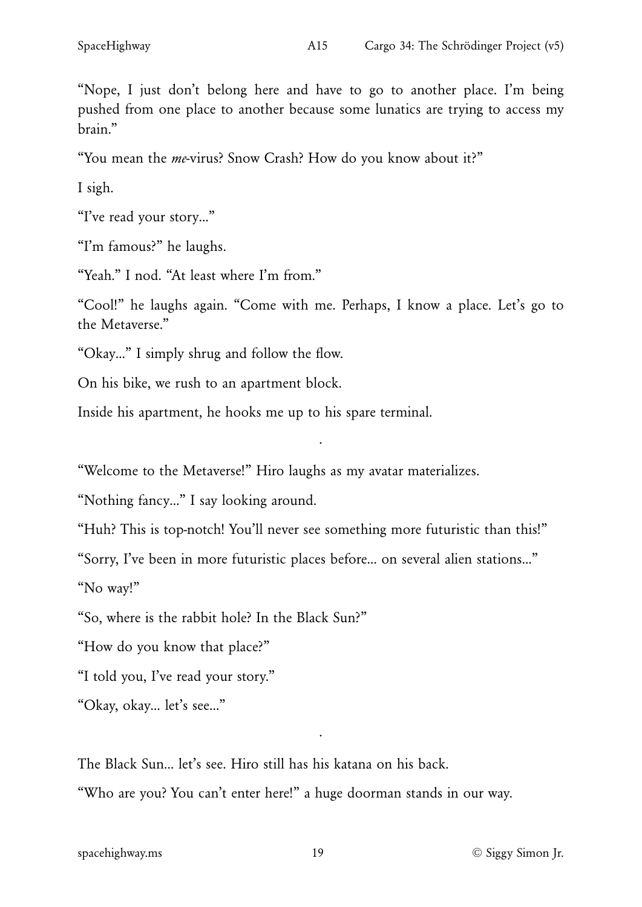"Nope, I just don't belong here and have to go to another place. I'm being pushed from one place to another because some lunatics are trying to access my brain."

"You mean the *me*-virus? Snow Crash? How do you know about it?"

I sigh.

"I've read your story..."

"I'm famous?" he laughs.

"Yeah." I nod. "At least where I'm from."

"Cool!" he laughs again. "Come with me. Perhaps, I know a place. Let's go to the Metaverse."

"Okay..." I simply shrug and follow the flow.

On his bike, we rush to an apartment block.

Inside his apartment, he hooks me up to his spare terminal.

.

"Welcome to the Metaverse!" Hiro laughs as my avatar materializes.

"Nothing fancy..." I say looking around.

"Huh? This is top-notch! You'll never see something more futuristic than this!"

"Sorry, I've been in more futuristic places before... on several alien stations..."

"No way!"

"So, where is the rabbit hole? In the Black Sun?"

"How do you know that place?"

"I told you, I've read your story."

"Okay, okay... let's see..."

.

The Black Sun... let's see. Hiro still has his katana on his back.

"Who are you? You can't enter here!" a huge doorman stands in our way.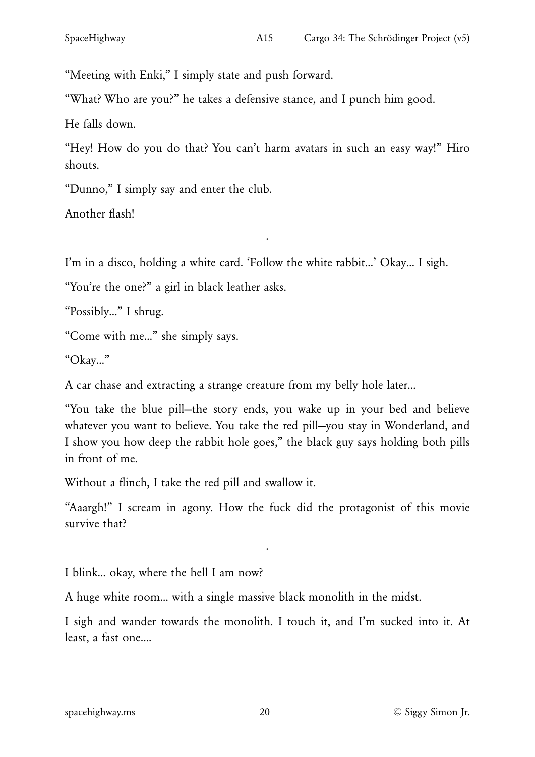"Meeting with Enki," I simply state and push forward.

"What? Who are you?" he takes a defensive stance, and I punch him good.

He falls down.

"Hey! How do you do that? You can't harm avatars in such an easy way!" Hiro shouts.

"Dunno," I simply say and enter the club.

Another flash!

.

I'm in a disco, holding a white card. 'Follow the white rabbit...' Okay... I sigh.

"You're the one?" a girl in black leather asks.

"Possibly..." I shrug.

"Come with me..." she simply says.

"Okay..."

A car chase and extracting a strange creature from my belly hole later...

"You take the blue pill—the story ends, you wake up in your bed and believe whatever you want to believe. You take the red pill—you stay in Wonderland, and I show you how deep the rabbit hole goes," the black guy says holding both pills in front of me.

Without a flinch, I take the red pill and swallow it.

"Aaargh!" I scream in agony. How the fuck did the protagonist of this movie survive that?

.

I blink... okay, where the hell I am now?

A huge white room... with a single massive black monolith in the midst.

I sigh and wander towards the monolith. I touch it, and I'm sucked into it. At least, a fast one....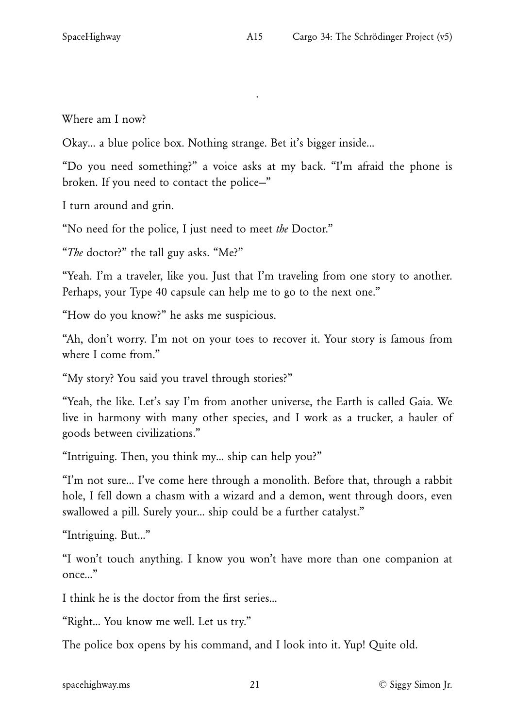Where am I now?

Okay... a blue police box. Nothing strange. Bet it's bigger inside...

"Do you need something?" a voice asks at my back. "I'm afraid the phone is broken. If you need to contact the police–"

I turn around and grin.

"No need for the police, I just need to meet *the* Doctor."

"*The* doctor?" the tall guy asks. "Me?"

"Yeah. I'm a traveler, like you. Just that I'm traveling from one story to another. Perhaps, your Type 40 capsule can help me to go to the next one."

"How do you know?" he asks me suspicious.

"Ah, don't worry. I'm not on your toes to recover it. Your story is famous from where I come from."

"My story? You said you travel through stories?"

"Yeah, the like. Let's say I'm from another universe, the Earth is called Gaia. We live in harmony with many other species, and I work as a trucker, a hauler of goods between civilizations."

"Intriguing. Then, you think my... ship can help you?"

"I'm not sure... I've come here through a monolith. Before that, through a rabbit hole, I fell down a chasm with a wizard and a demon, went through doors, even swallowed a pill. Surely your... ship could be a further catalyst."

"Intriguing. But..."

"I won't touch anything. I know you won't have more than one companion at once..."

I think he is the doctor from the first series...

"Right... You know me well. Let us try."

The police box opens by his command, and I look into it. Yup! Quite old.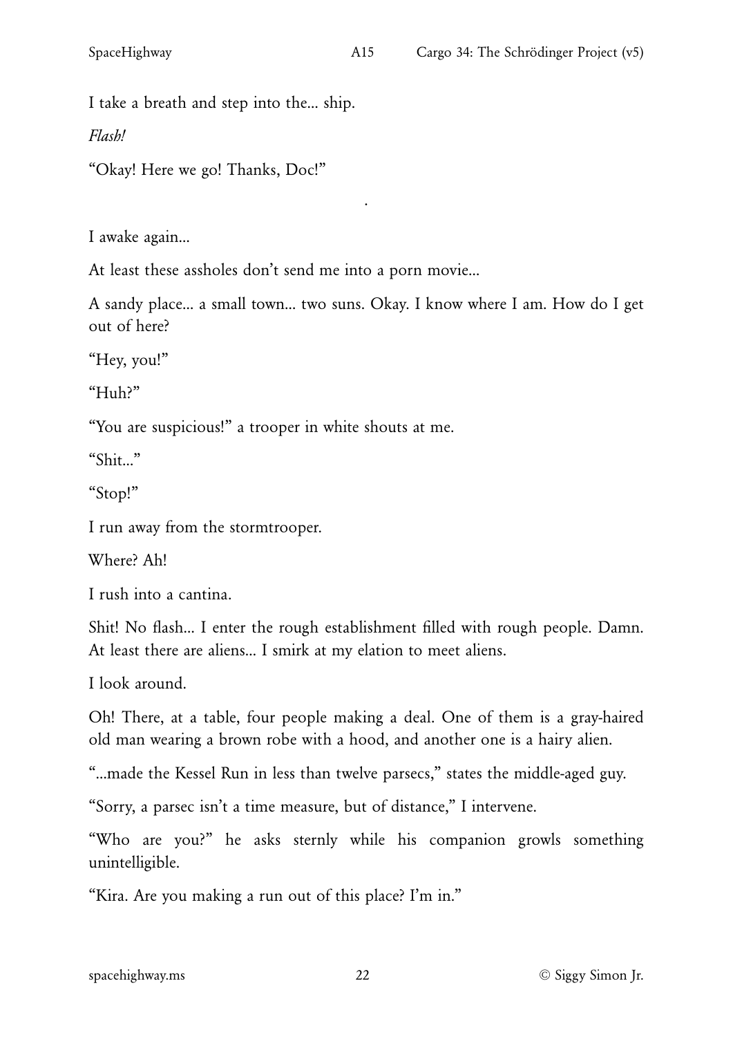I take a breath and step into the... ship.

*Flash!*

"Okay! Here we go! Thanks, Doc!"

.

I awake again...

At least these assholes don't send me into a porn movie...

A sandy place... a small town... two suns. Okay. I know where I am. How do I get out of here?

"Hey, you!"

"Huh?"

"You are suspicious!" a trooper in white shouts at me.

"Shit..."

"Stop!"

I run away from the stormtrooper.

Where? Ah!

I rush into a cantina.

Shit! No flash... I enter the rough establishment filled with rough people. Damn. At least there are aliens... I smirk at my elation to meet aliens.

I look around.

Oh! There, at a table, four people making a deal. One of them is a gray-haired old man wearing a brown robe with a hood, and another one is a hairy alien.

"...made the Kessel Run in less than twelve parsecs," states the middle-aged guy.

"Sorry, a parsec isn't a time measure, but of distance," I intervene.

"Who are you?" he asks sternly while his companion growls something unintelligible.

"Kira. Are you making a run out of this place? I'm in."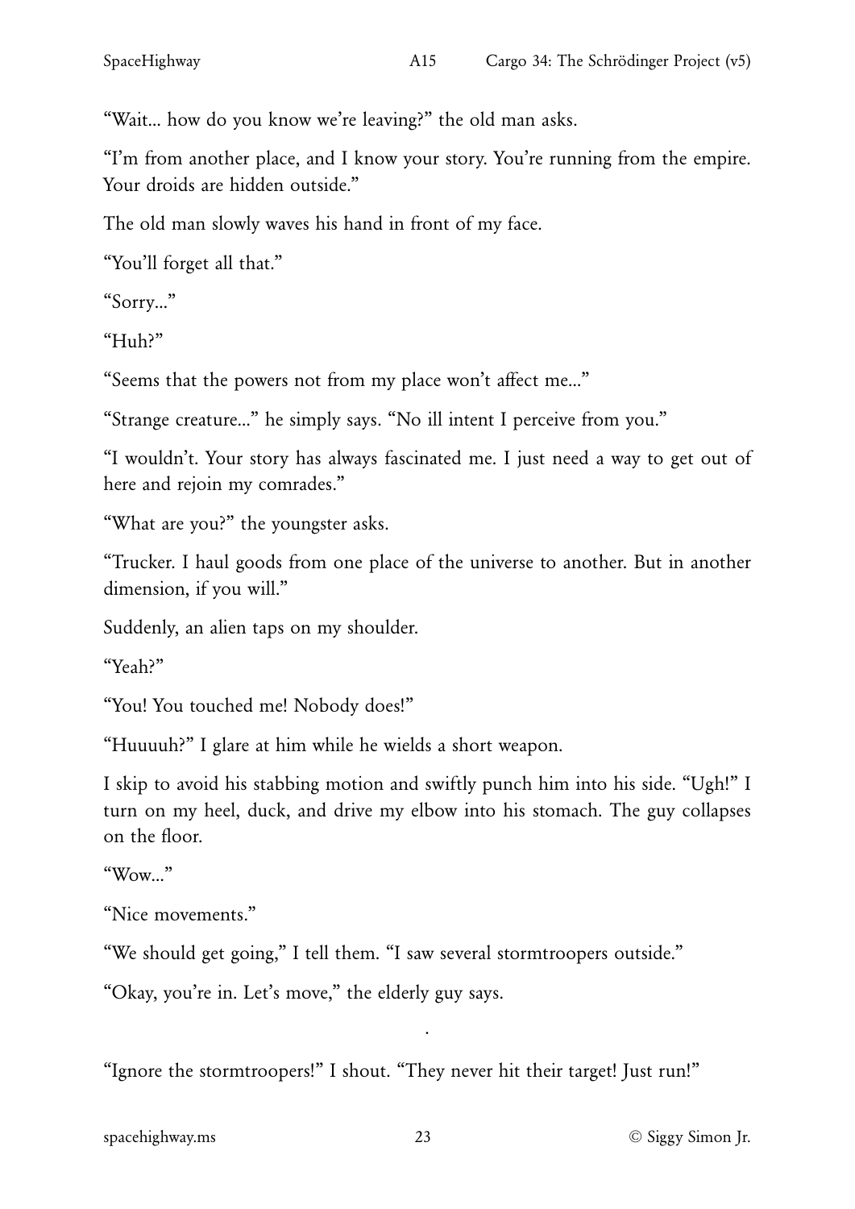"Wait... how do you know we're leaving?" the old man asks.

"I'm from another place, and I know your story. You're running from the empire. Your droids are hidden outside."

The old man slowly waves his hand in front of my face.

"You'll forget all that."

"Sorry..."

"Huh?"

"Seems that the powers not from my place won't affect me..."

"Strange creature..." he simply says. "No ill intent I perceive from you."

"I wouldn't. Your story has always fascinated me. I just need a way to get out of here and rejoin my comrades."

"What are you?" the youngster asks.

"Trucker. I haul goods from one place of the universe to another. But in another dimension, if you will."

Suddenly, an alien taps on my shoulder.

"Yeah?"

"You! You touched me! Nobody does!"

"Huuuuh?" I glare at him while he wields a short weapon.

I skip to avoid his stabbing motion and swiftly punch him into his side. "Ugh!" I turn on my heel, duck, and drive my elbow into his stomach. The guy collapses on the floor.

"Wow..."

"Nice movements."

"We should get going," I tell them. "I saw several stormtroopers outside."

"Okay, you're in. Let's move," the elderly guy says.

.

"Ignore the stormtroopers!" I shout. "They never hit their target! Just run!"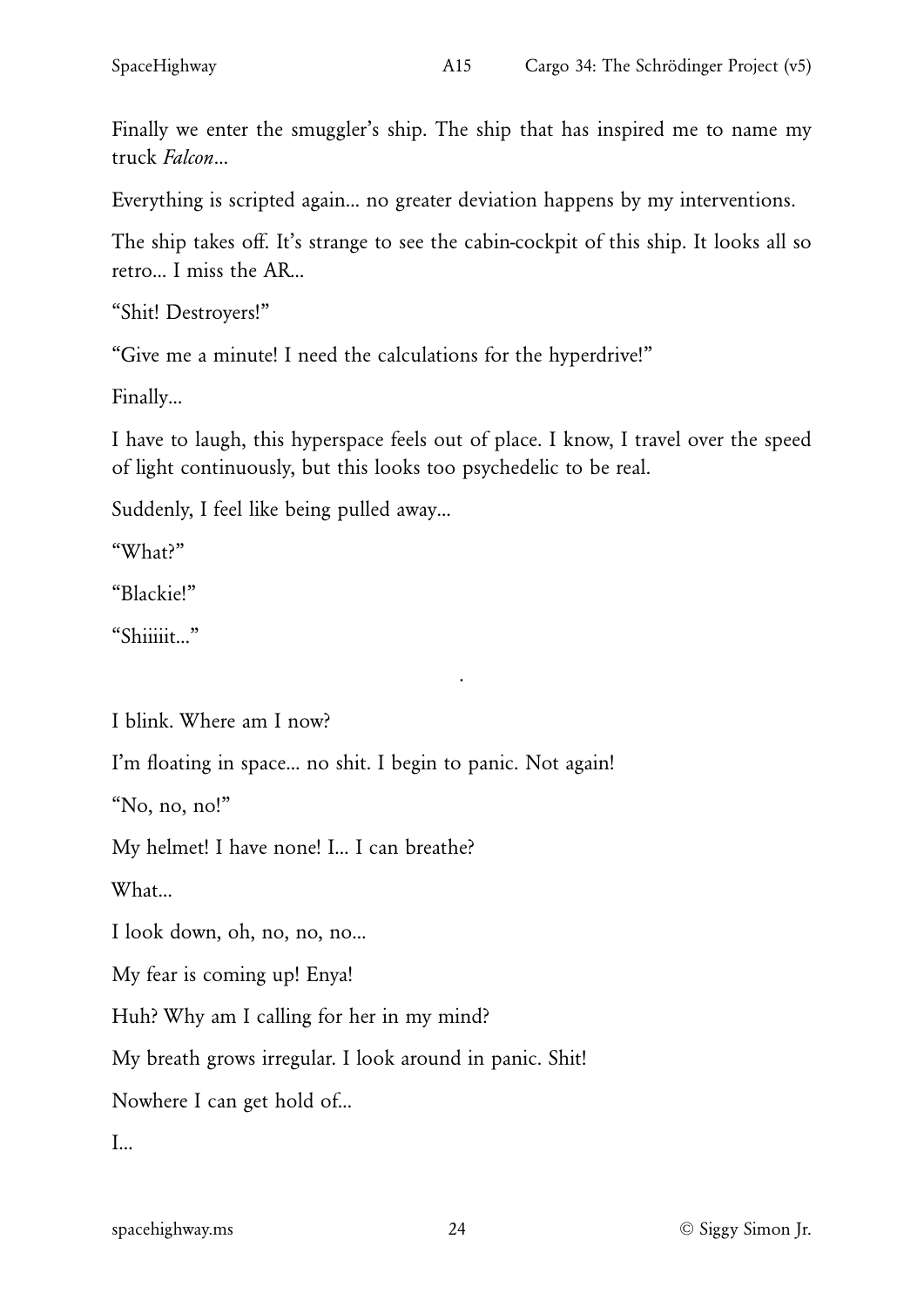Finally we enter the smuggler's ship. The ship that has inspired me to name my truck *Falcon*...

Everything is scripted again... no greater deviation happens by my interventions.

The ship takes off. It's strange to see the cabin-cockpit of this ship. It looks all so retro... I miss the AR...

"Shit! Destroyers!"

"Give me a minute! I need the calculations for the hyperdrive!"

Finally...

I have to laugh, this hyperspace feels out of place. I know, I travel over the speed of light continuously, but this looks too psychedelic to be real.

Suddenly, I feel like being pulled away...

"What?"

"Blackie!"

"Shiiiiit..."

.

I blink. Where am I now?

I'm floating in space... no shit. I begin to panic. Not again!

"No, no, no!"

My helmet! I have none! I... I can breathe?

What...

I look down, oh, no, no, no...

My fear is coming up! Enya!

Huh? Why am I calling for her in my mind?

My breath grows irregular. I look around in panic. Shit!

Nowhere I can get hold of...

I...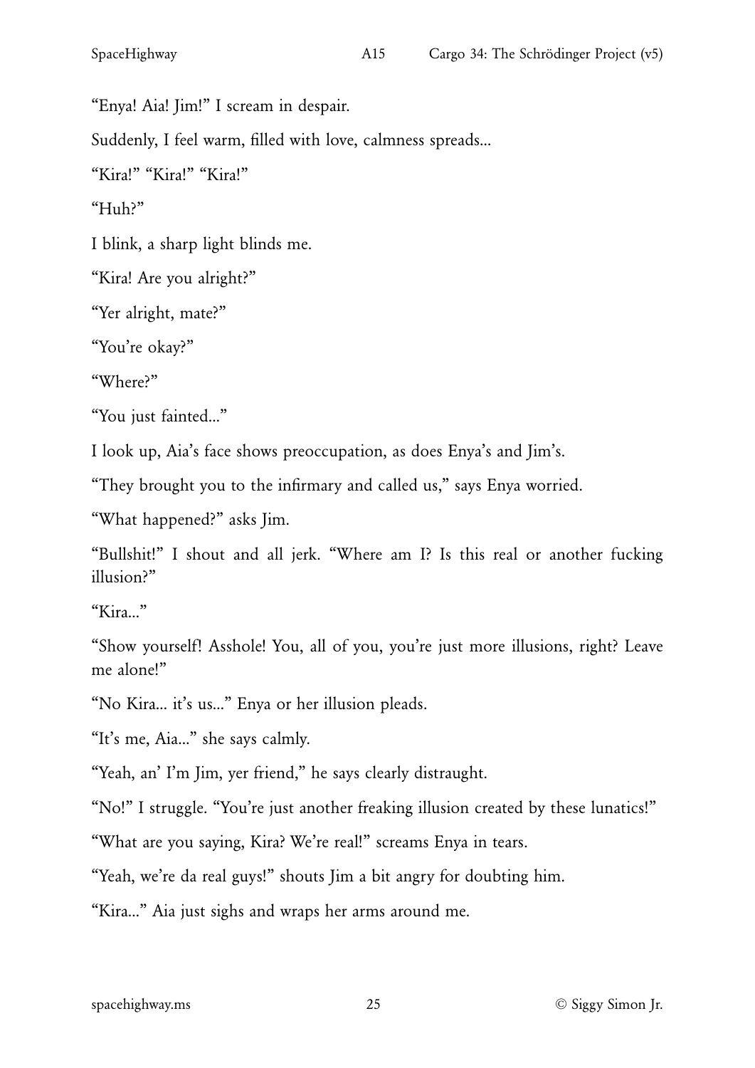"Enya! Aia! Jim!" I scream in despair.

Suddenly, I feel warm, filled with love, calmness spreads...

"Kira!" "Kira!" "Kira!"

"Huh?"

I blink, a sharp light blinds me.

"Kira! Are you alright?"

"Yer alright, mate?"

"You're okay?"

"Where?"

"You just fainted..."

I look up, Aia's face shows preoccupation, as does Enya's and Jim's.

"They brought you to the infirmary and called us," says Enya worried.

"What happened?" asks Jim.

"Bullshit!" I shout and all jerk. "Where am I? Is this real or another fucking illusion?"

"Kira..."

"Show yourself! Asshole! You, all of you, you're just more illusions, right? Leave me alone!"

"No Kira... it's us..." Enya or her illusion pleads.

"It's me, Aia..." she says calmly.

"Yeah, an' I'm Jim, yer friend," he says clearly distraught.

"No!" I struggle. "You're just another freaking illusion created by these lunatics!"

"What are you saying, Kira? We're real!" screams Enya in tears.

"Yeah, we're da real guys!" shouts Jim a bit angry for doubting him.

"Kira..." Aia just sighs and wraps her arms around me.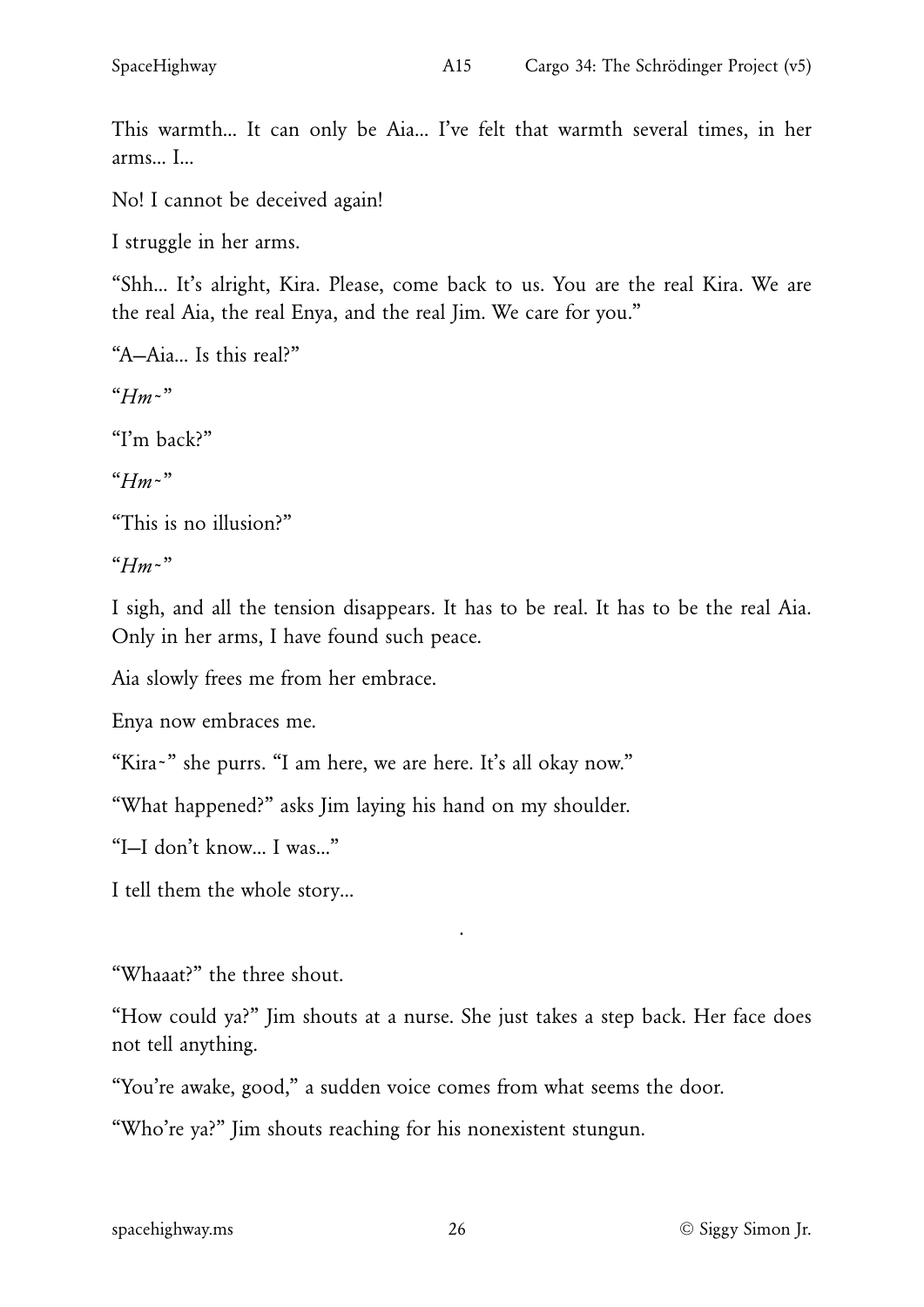This warmth... It can only be Aia... I've felt that warmth several times, in her arms... I...

No! I cannot be deceived again!

I struggle in her arms.

"Shh... It's alright, Kira. Please, come back to us. You are the real Kira. We are the real Aia, the real Enya, and the real Jim. We care for you."

"A—Aia... Is this real?"

"*Hm~*"

"I'm back?"

"*Hm~*"

"This is no illusion?"

"*Hm~*"

I sigh, and all the tension disappears. It has to be real. It has to be the real Aia. Only in her arms, I have found such peace.

Aia slowly frees me from her embrace.

Enya now embraces me.

"Kira~" she purrs. "I am here, we are here. It's all okay now."

"What happened?" asks Jim laying his hand on my shoulder.

"I—I don't know... I was..."

I tell them the whole story...

.

"Whaaat?" the three shout.

"How could ya?" Jim shouts at a nurse. She just takes a step back. Her face does not tell anything.

"You're awake, good," a sudden voice comes from what seems the door.

"Who're ya?" Jim shouts reaching for his nonexistent stungun.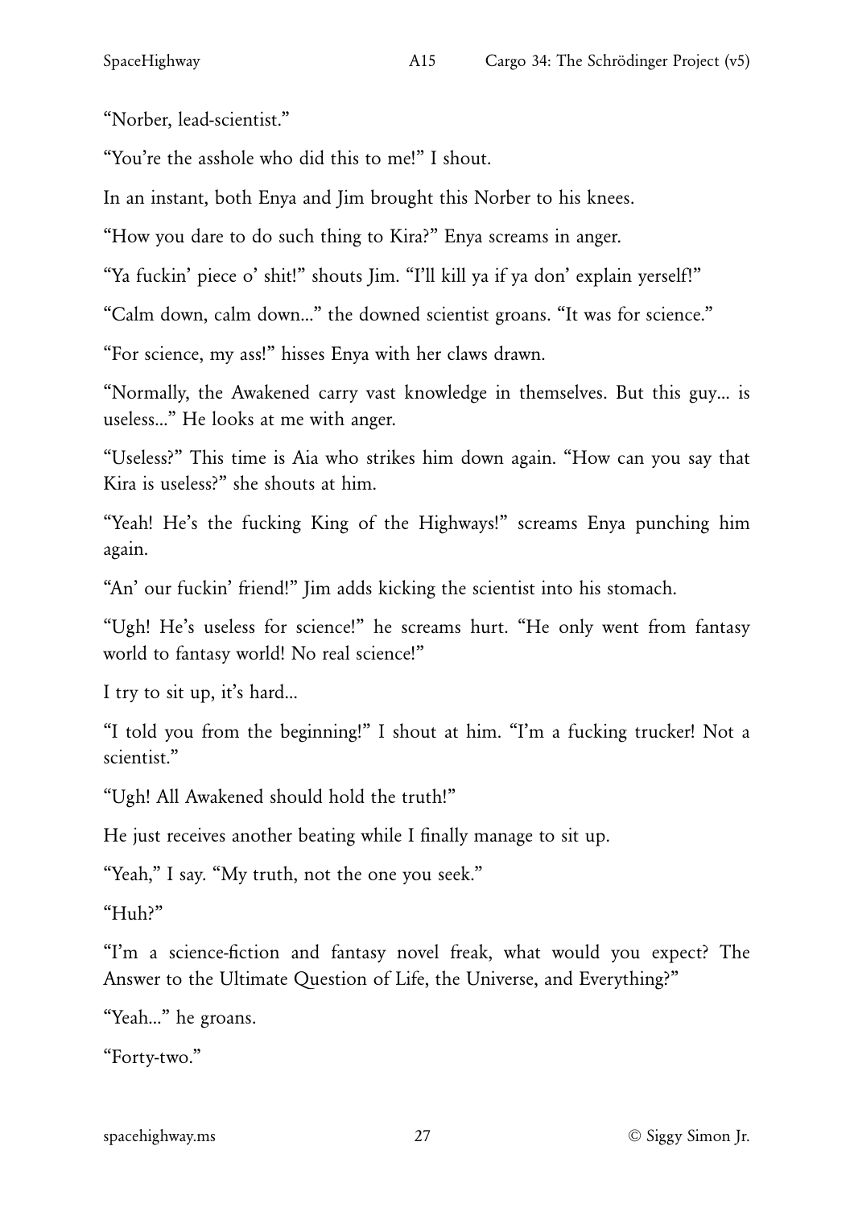"Norber, lead-scientist."

"You're the asshole who did this to me!" I shout.

In an instant, both Enya and Jim brought this Norber to his knees.

"How you dare to do such thing to Kira?" Enya screams in anger.

"Ya fuckin' piece o' shit!" shouts Jim. "I'll kill ya if ya don' explain yerself!"

"Calm down, calm down..." the downed scientist groans. "It was for science."

"For science, my ass!" hisses Enya with her claws drawn.

"Normally, the Awakened carry vast knowledge in themselves. But this guy... is useless..." He looks at me with anger.

"Useless?" This time is Aia who strikes him down again. "How can you say that Kira is useless?" she shouts at him.

"Yeah! He's the fucking King of the Highways!" screams Enya punching him again.

"An' our fuckin' friend!" Jim adds kicking the scientist into his stomach.

"Ugh! He's useless for science!" he screams hurt. "He only went from fantasy world to fantasy world! No real science!"

I try to sit up, it's hard...

"I told you from the beginning!" I shout at him. "I'm a fucking trucker! Not a scientist."

"Ugh! All Awakened should hold the truth!"

He just receives another beating while I finally manage to sit up.

"Yeah," I say. "My truth, not the one you seek."

"Huh?"

"I'm a science-fiction and fantasy novel freak, what would you expect? The Answer to the Ultimate Question of Life, the Universe, and Everything?"

"Yeah..." he groans.

"Forty-two."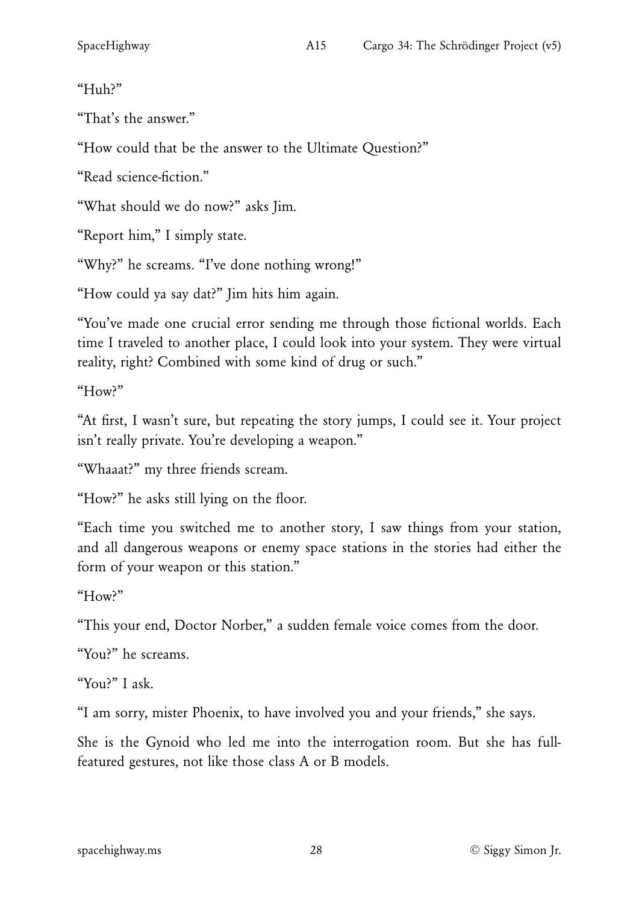"Huh?"

"That's the answer."

"How could that be the answer to the Ultimate Question?"

"Read science-fiction."

"What should we do now?" asks Jim.

"Report him," I simply state.

"Why?" he screams. "I've done nothing wrong!"

"How could ya say dat?" Jim hits him again.

"You've made one crucial error sending me through those fictional worlds. Each time I traveled to another place, I could look into your system. They were virtual reality, right? Combined with some kind of drug or such."

"How?"

"At first, I wasn't sure, but repeating the story jumps, I could see it. Your project isn't really private. You're developing a weapon."

"Whaaat?" my three friends scream.

"How?" he asks still lying on the floor.

"Each time you switched me to another story, I saw things from your station, and all dangerous weapons or enemy space stations in the stories had either the form of your weapon or this station."

"How?"

"This your end, Doctor Norber," a sudden female voice comes from the door.

"You?" he screams.

"You?" I ask.

"I am sorry, mister Phoenix, to have involved you and your friends," she says.

She is the Gynoid who led me into the interrogation room. But she has full-featured gestures, not like those class A or B models.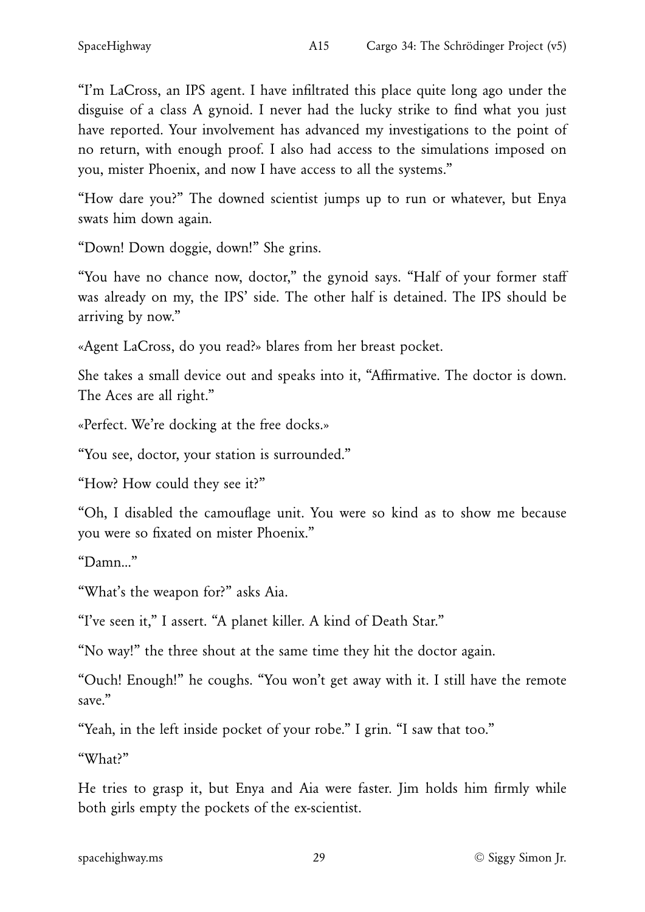"I'm LaCross, an IPS agent. I have infiltrated this place quite long ago under the disguise of a class A gynoid. I never had the lucky strike to find what you just have reported. Your involvement has advanced my investigations to the point of no return, with enough proof. I also had access to the simulations imposed on you, mister Phoenix, and now I have access to all the systems."

"How dare you?" The downed scientist jumps up to run or whatever, but Enya swats him down again.

"Down! Down doggie, down!" She grins.

"You have no chance now, doctor," the gynoid says. "Half of your former staff was already on my, the IPS' side. The other half is detained. The IPS should be arriving by now."

«Agent LaCross, do you read?» blares from her breast pocket.

She takes a small device out and speaks into it, "Affirmative. The doctor is down. The Aces are all right."

«Perfect. We're docking at the free docks.»

"You see, doctor, your station is surrounded."

"How? How could they see it?"

"Oh, I disabled the camouflage unit. You were so kind as to show me because you were so fixated on mister Phoenix."

"Damn..."

"What's the weapon for?" asks Aia.

"I've seen it," I assert. "A planet killer. A kind of Death Star."

"No way!" the three shout at the same time they hit the doctor again.

"Ouch! Enough!" he coughs. "You won't get away with it. I still have the remote save."

"Yeah, in the left inside pocket of your robe." I grin. "I saw that too."

"What?"

He tries to grasp it, but Enya and Aia were faster. Jim holds him firmly while both girls empty the pockets of the ex-scientist.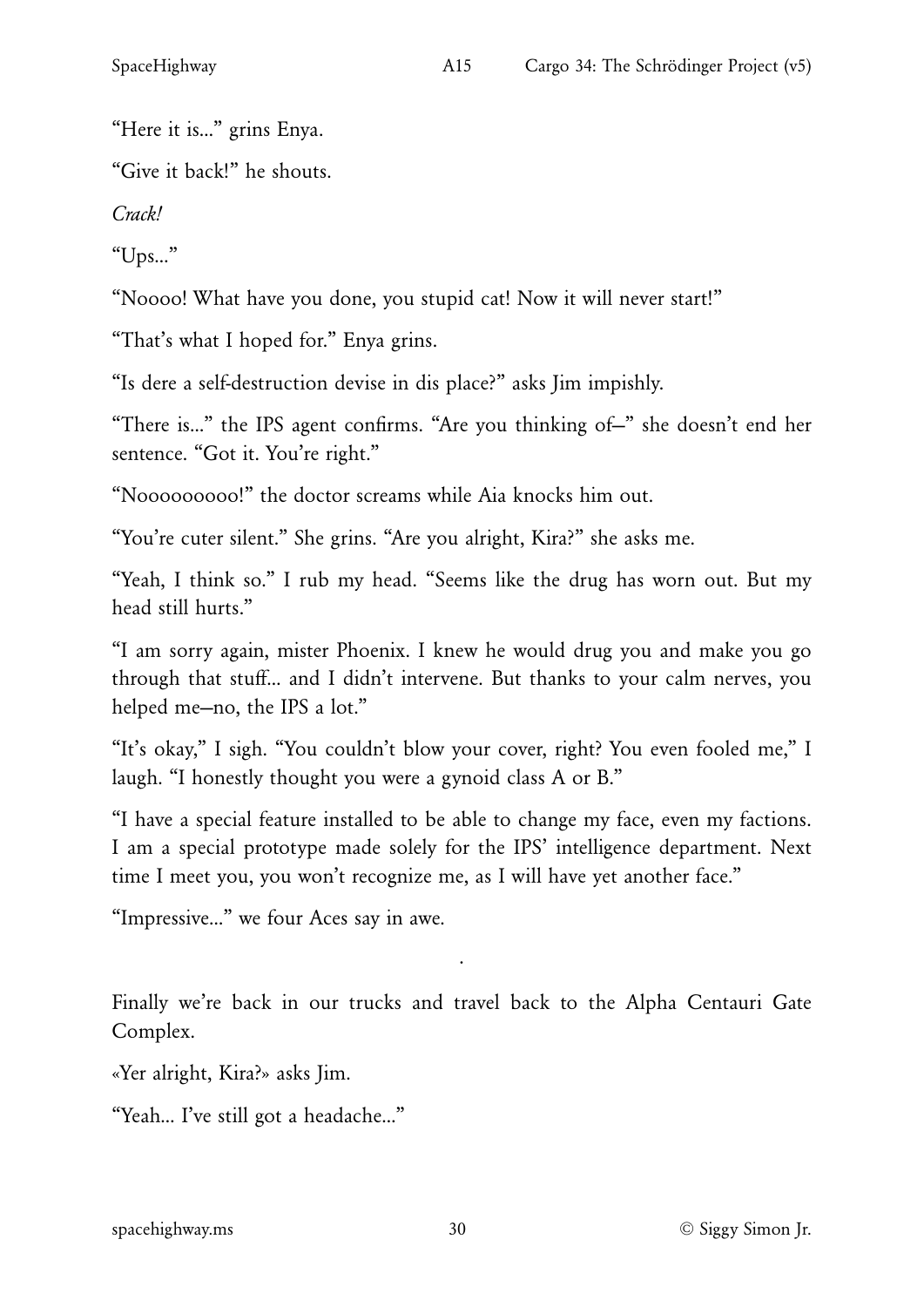“Here it is...” grins Enya.

“Give it back!” he shouts.

*Crack!*

“Ups...”

“Noooo! What have you done, you stupid cat! Now it will never start!”

“That’s what I hoped for.” Enya grins.

“Is dere a self-destruction devise in dis place?” asks Jim impishly.

“There is...” the IPS agent confirms. “Are you thinking of—” she doesn’t end her sentence. “Got it. You’re right.”

“Noooooooooo!” the doctor screams while Aia knocks him out.

“You’re cuter silent.” She grins. “Are you alright, Kira?” she asks me.

“Yeah, I think so.” I rub my head. “Seems like the drug has worn out. But my head still hurts.”

“I am sorry again, mister Phoenix. I knew he would drug you and make you go through that stuff... and I didn’t intervene. But thanks to your calm nerves, you helped me—no, the IPS a lot.”

“It’s okay,” I sigh. “You couldn’t blow your cover, right? You even fooled me,” I laugh. “I honestly thought you were a gynoid class A or B.”

“I have a special feature installed to be able to change my face, even my factions. I am a special prototype made solely for the IPS’ intelligence department. Next time I meet you, you won’t recognize me, as I will have yet another face.”

“Impressive...” we four Aces say in awe.

.

Finally we’re back in our trucks and travel back to the Alpha Centauri Gate Complex.

«Yer alright, Kira?» asks Jim.

“Yeah... I’ve still got a headache...”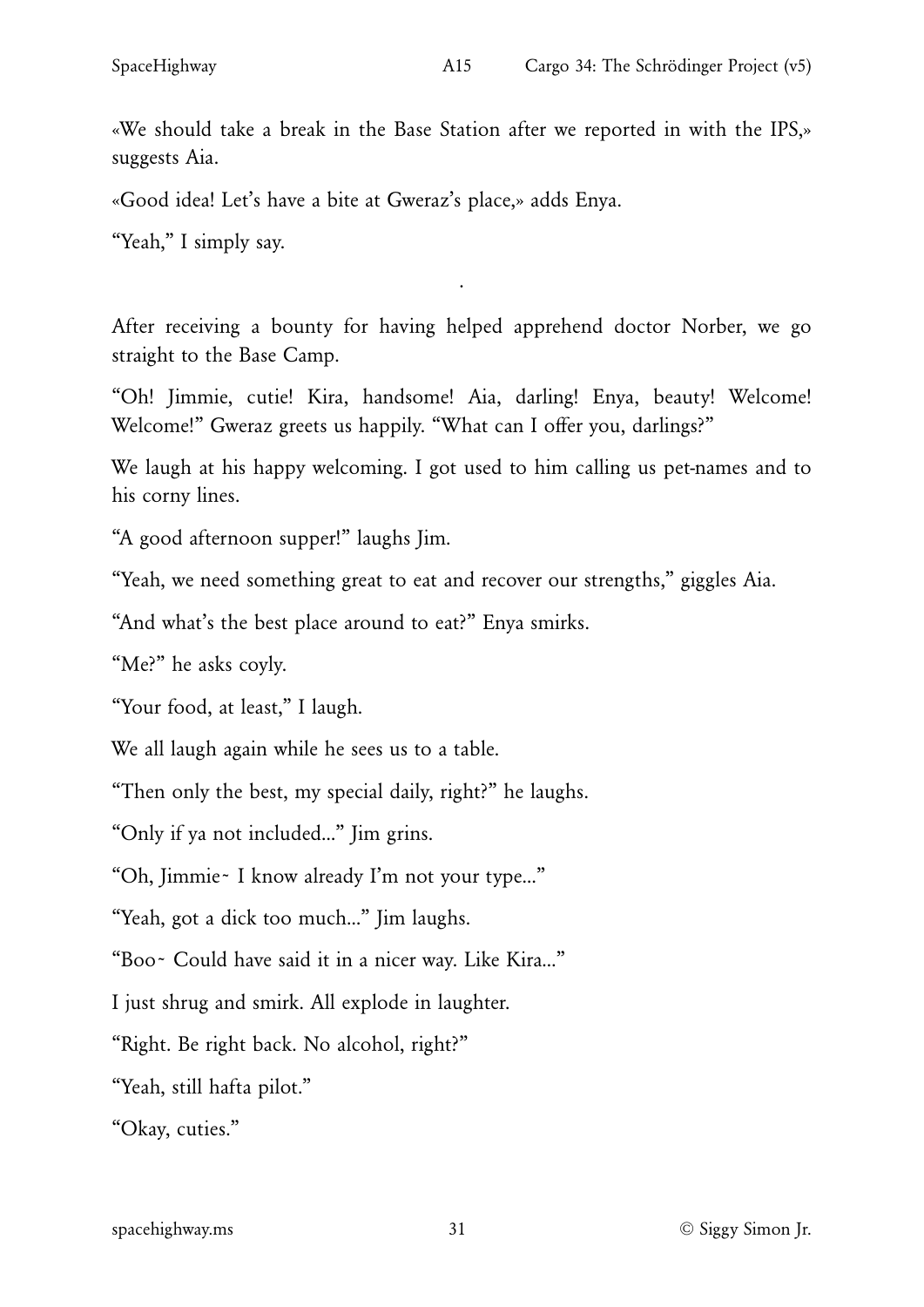«We should take a break in the Base Station after we reported in with the IPS,» suggests Aia.

«Good idea! Let's have a bite at Gweraz's place,» adds Enya.

"Yeah," I simply say.

·

After receiving a bounty for having helped apprehend doctor Norber, we go straight to the Base Camp.

"Oh! Jimmie, cutie! Kira, handsome! Aia, darling! Enya, beauty! Welcome! Welcome!" Gweraz greets us happily. "What can I offer you, darlings?"

We laugh at his happy welcoming. I got used to him calling us pet-names and to his corny lines.

"A good afternoon supper!" laughs Jim.

"Yeah, we need something great to eat and recover our strengths," giggles Aia.

"And what's the best place around to eat?" Enya smirks.

"Me?" he asks coyly.

"Your food, at least," I laugh.

We all laugh again while he sees us to a table.

"Then only the best, my special daily, right?" he laughs.

"Only if ya not included..." Jim grins.

"Oh, Jimmie~ I know already I'm not your type..."

"Yeah, got a dick too much..." Jim laughs.

"Boo~ Could have said it in a nicer way. Like Kira..."

I just shrug and smirk. All explode in laughter.

"Right. Be right back. No alcohol, right?"

"Yeah, still hafta pilot."

"Okay, cuties."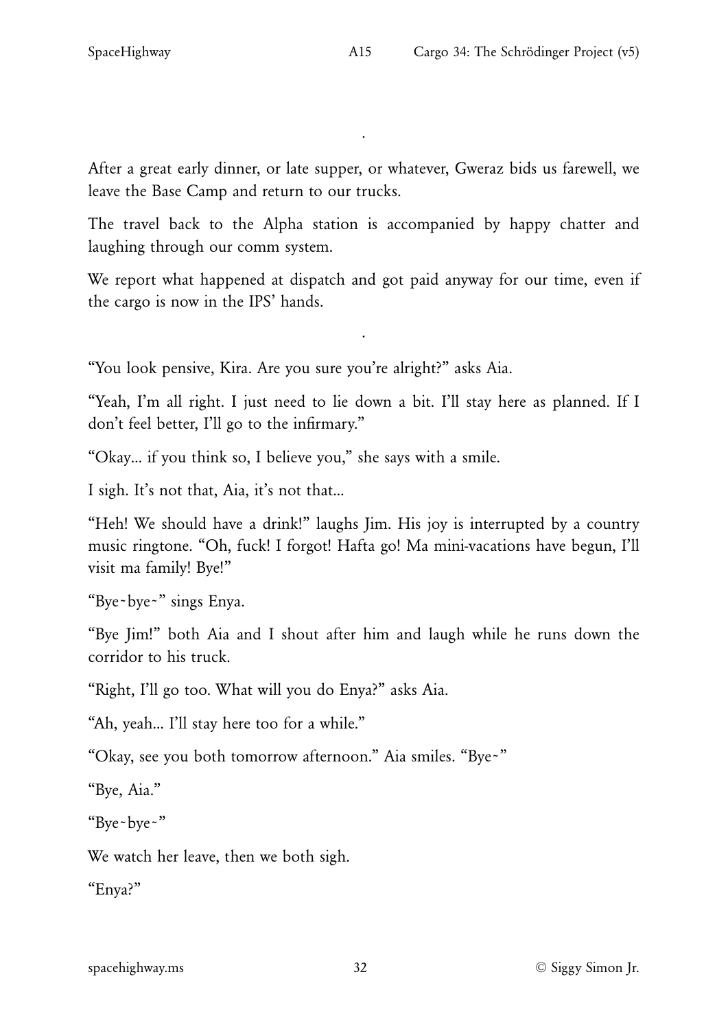·

After a great early dinner, or late supper, or whatever, Gweraz bids us farewell, we leave the Base Camp and return to our trucks.

The travel back to the Alpha station is accompanied by happy chatter and laughing through our comm system.

We report what happened at dispatch and got paid anyway for our time, even if the cargo is now in the IPS' hands.

·

"You look pensive, Kira. Are you sure you're alright?" asks Aia.

"Yeah, I'm all right. I just need to lie down a bit. I'll stay here as planned. If I don't feel better, I'll go to the infirmary."

"Okay... if you think so, I believe you," she says with a smile.

I sigh. It's not that, Aia, it's not that...

"Heh! We should have a drink!" laughs Jim. His joy is interrupted by a country music ringtone. "Oh, fuck! I forgot! Hafta go! Ma mini-vacations have begun, I'll visit ma family! Bye!"

"Bye~bye~" sings Enya.

"Bye Jim!" both Aia and I shout after him and laugh while he runs down the corridor to his truck.

"Right, I'll go too. What will you do Enya?" asks Aia.

"Ah, yeah... I'll stay here too for a while."

"Okay, see you both tomorrow afternoon." Aia smiles. "Bye~"

"Bye, Aia."

"Bye~bye~"

We watch her leave, then we both sigh.

"Enya?"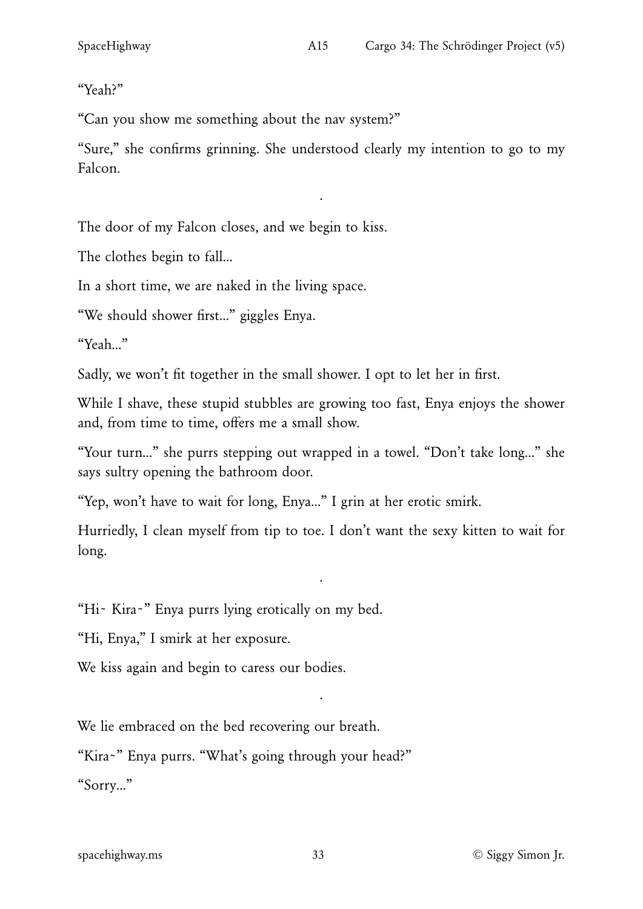"Yeah?"

"Can you show me something about the nav system?"

"Sure," she confirms grinning. She understood clearly my intention to go to my Falcon.

.

The door of my Falcon closes, and we begin to kiss.

The clothes begin to fall...

In a short time, we are naked in the living space.

"We should shower first..." giggles Enya.

"Yeah..."

Sadly, we won't fit together in the small shower. I opt to let her in first.

While I shave, these stupid stubbles are growing too fast, Enya enjoys the shower and, from time to time, offers me a small show.

"Your turn..." she purrs stepping out wrapped in a towel. "Don't take long..." she says sultry opening the bathroom door.

"Yep, won't have to wait for long, Enya..." I grin at her erotic smirk.

Hurriedly, I clean myself from tip to toe. I don't want the sexy kitten to wait for long.

.

"Hi~ Kira~" Enya purrs lying erotically on my bed.

"Hi, Enya," I smirk at her exposure.

We kiss again and begin to caress our bodies.

.

We lie embraced on the bed recovering our breath.

"Kira~" Enya purrs. "What's going through your head?"

"Sorry..."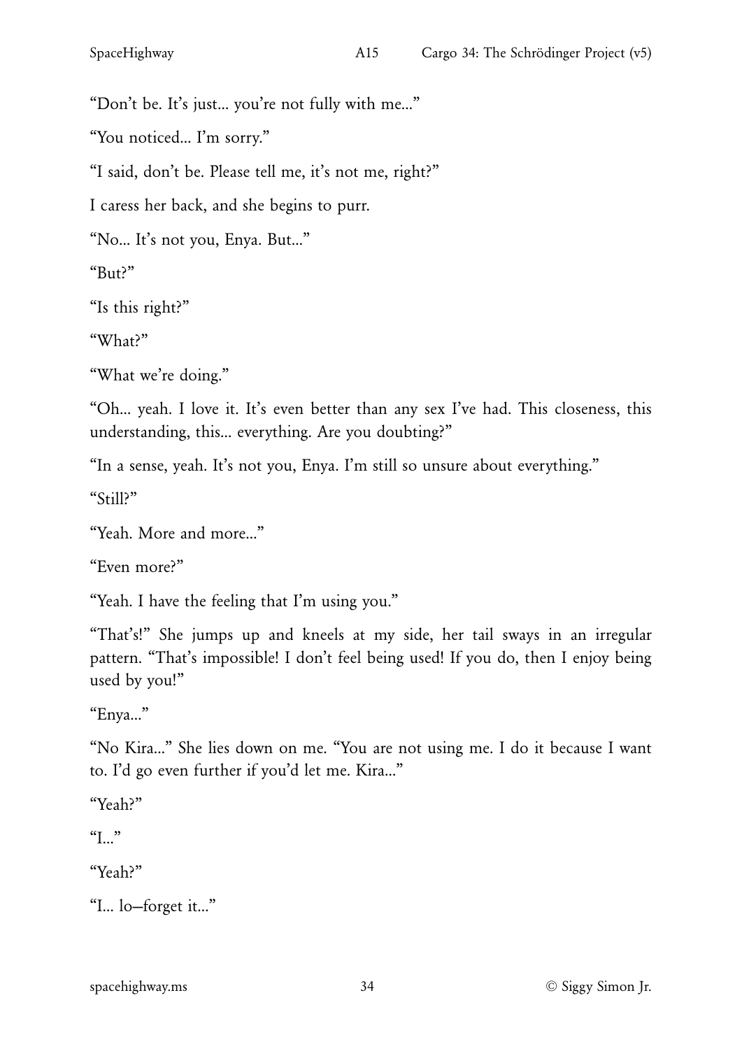"Don't be. It's just... you're not fully with me..."

"You noticed... I'm sorry."

"I said, don't be. Please tell me, it's not me, right?"

I caress her back, and she begins to purr.

"No... It's not you, Enya. But..."

"But?"

"Is this right?"

"What?"

"What we're doing."

"Oh... yeah. I love it. It's even better than any sex I've had. This closeness, this understanding, this... everything. Are you doubting?"

"In a sense, yeah. It's not you, Enya. I'm still so unsure about everything."

"Still?"

"Yeah. More and more..."

"Even more?"

"Yeah. I have the feeling that I'm using you."

"That's!" She jumps up and kneels at my side, her tail sways in an irregular pattern. "That's impossible! I don't feel being used! If you do, then I enjoy being used by you!"

"Enya..."

"No Kira..." She lies down on me. "You are not using me. I do it because I want to. I'd go even further if you'd let me. Kira..."

"Yeah?"

"I..."

"Yeah?"

"I... lo—forget it..."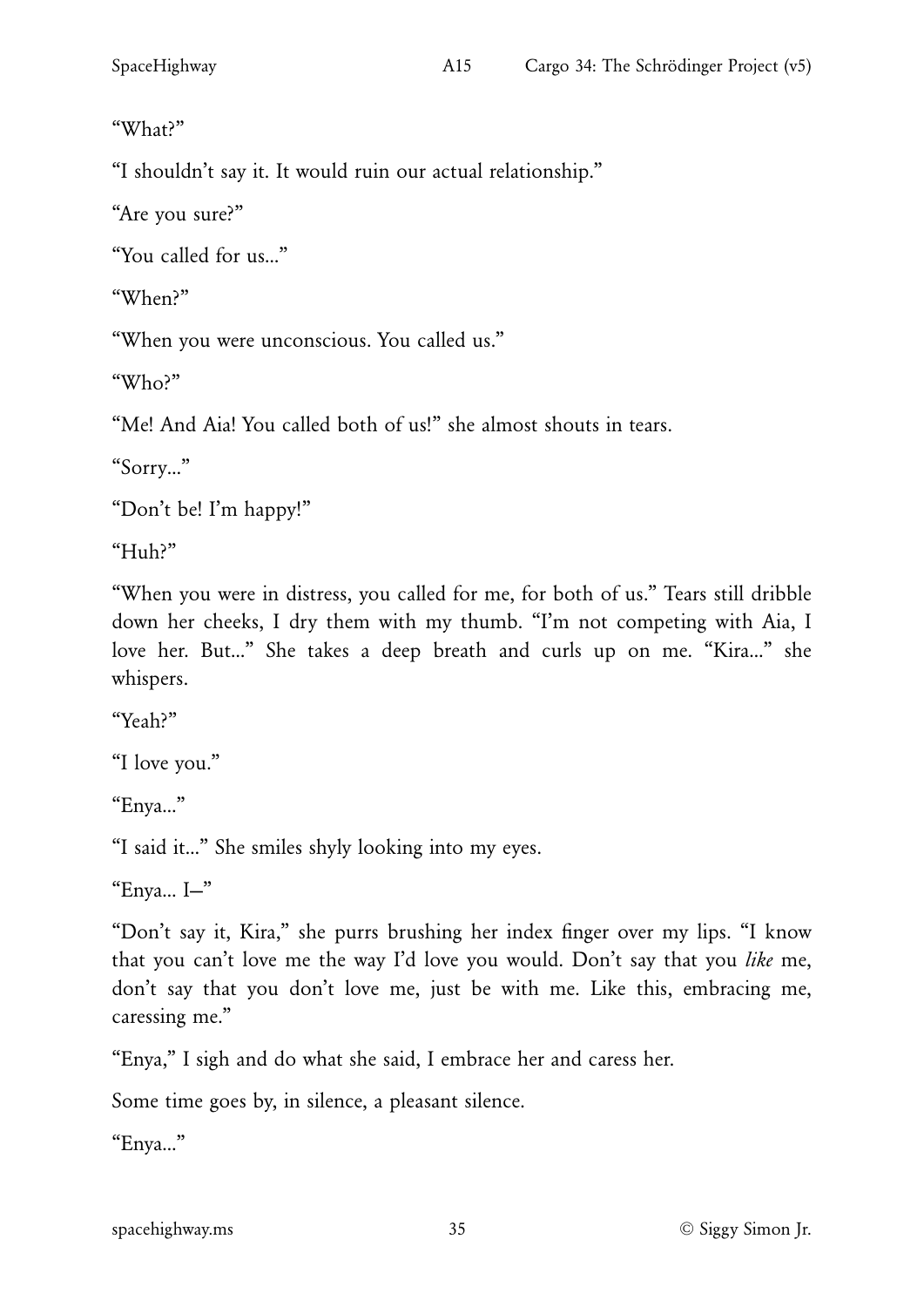"What?"

"I shouldn't say it. It would ruin our actual relationship."

"Are you sure?"

"You called for us..."

"When?"

"When you were unconscious. You called us."

"Who?"

"Me! And Aia! You called both of us!" she almost shouts in tears.

"Sorry..."

"Don't be! I'm happy!"

"Huh?"

"When you were in distress, you called for me, for both of us." Tears still dribble down her cheeks, I dry them with my thumb. "I'm not competing with Aia, I love her. But..." She takes a deep breath and curls up on me. "Kira..." she whispers.

"Yeah?"

"I love you."

"Enya..."

"I said it..." She smiles shyly looking into my eyes.

"Enya... I—"

"Don't say it, Kira," she purrs brushing her index finger over my lips. "I know that you can't love me the way I'd love you would. Don't say that you *like* me, don't say that you don't love me, just be with me. Like this, embracing me, caressing me."

"Enya," I sigh and do what she said, I embrace her and caress her.

Some time goes by, in silence, a pleasant silence.

"Enya..."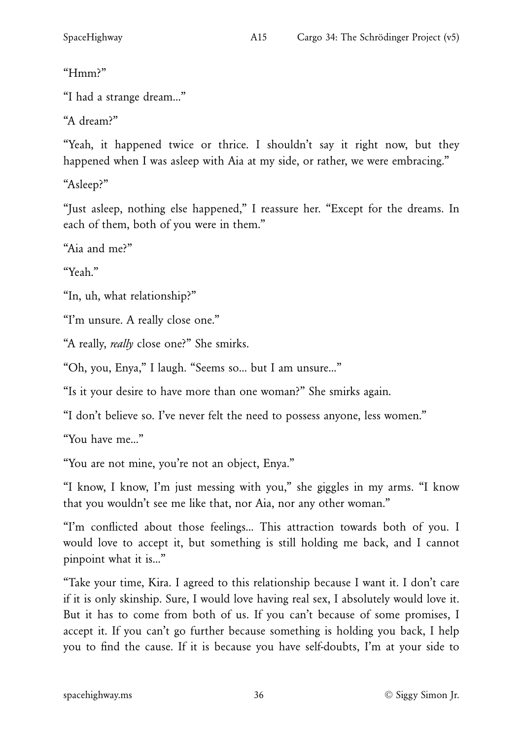"Hmm?"

"I had a strange dream..."

"A dream?"

"Yeah, it happened twice or thrice. I shouldn't say it right now, but they happened when I was asleep with Aia at my side, or rather, we were embracing."

"Asleep?"

"Just asleep, nothing else happened," I reassure her. "Except for the dreams. In each of them, both of you were in them."

"Aia and me?"

"Yeah."

"In, uh, what relationship?"

"I'm unsure. A really close one."

"A really, *really* close one?" She smirks.

"Oh, you, Enya," I laugh. "Seems so... but I am unsure..."

"Is it your desire to have more than one woman?" She smirks again.

"I don't believe so. I've never felt the need to possess anyone, less women."

"You have me..."

"You are not mine, you're not an object, Enya."

"I know, I know, I'm just messing with you," she giggles in my arms. "I know that you wouldn't see me like that, nor Aia, nor any other woman."

"I'm conflicted about those feelings... This attraction towards both of you. I would love to accept it, but something is still holding me back, and I cannot pinpoint what it is..."

"Take your time, Kira. I agreed to this relationship because I want it. I don't care if it is only skinship. Sure, I would love having real sex, I absolutely would love it. But it has to come from both of us. If you can't because of some promises, I accept it. If you can't go further because something is holding you back, I help you to find the cause. If it is because you have self-doubts, I'm at your side to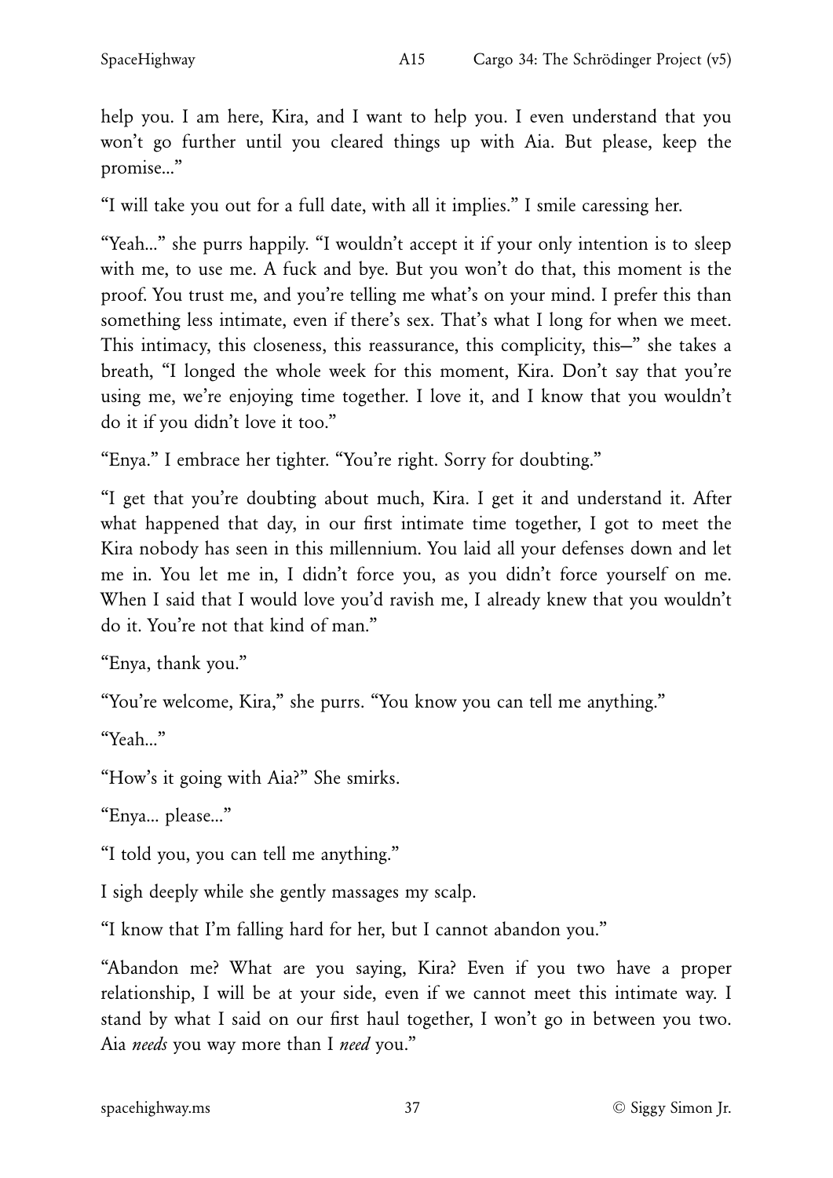help you. I am here, Kira, and I want to help you. I even understand that you won't go further until you cleared things up with Aia. But please, keep the promise..."

"I will take you out for a full date, with all it implies." I smile caressing her.

"Yeah..." she purrs happily. "I wouldn't accept it if your only intention is to sleep with me, to use me. A fuck and bye. But you won't do that, this moment is the proof. You trust me, and you're telling me what's on your mind. I prefer this than something less intimate, even if there's sex. That's what I long for when we meet. This intimacy, this closeness, this reassurance, this complicity, this—" she takes a breath, "I longed the whole week for this moment, Kira. Don't say that you're using me, we're enjoying time together. I love it, and I know that you wouldn't do it if you didn't love it too."

"Enya." I embrace her tighter. "You're right. Sorry for doubting."

"I get that you're doubting about much, Kira. I get it and understand it. After what happened that day, in our first intimate time together, I got to meet the Kira nobody has seen in this millennium. You laid all your defenses down and let me in. You let me in, I didn't force you, as you didn't force yourself on me. When I said that I would love you'd ravish me, I already knew that you wouldn't do it. You're not that kind of man."

"Enya, thank you."

"You're welcome, Kira," she purrs. "You know you can tell me anything."

"Yeah..."

"How's it going with Aia?" She smirks.

"Enya... please..."

"I told you, you can tell me anything."

I sigh deeply while she gently massages my scalp.

"I know that I'm falling hard for her, but I cannot abandon you."

"Abandon me? What are you saying, Kira? Even if you two have a proper relationship, I will be at your side, even if we cannot meet this intimate way. I stand by what I said on our first haul together, I won't go in between you two. Aia *needs* you way more than I *need* you."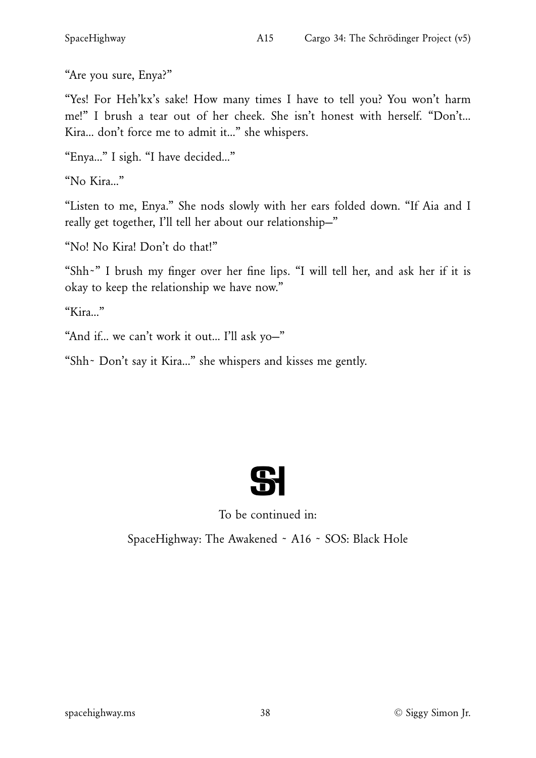"Are you sure, Enya?"

"Yes! For Heh'kx's sake! How many times I have to tell you? You won't harm me!" I brush a tear out of her cheek. She isn't honest with herself. "Don't... Kira... don't force me to admit it..." she whispers.

"Enya..." I sigh. "I have decided..."

"No Kira..."

"Listen to me, Enya." She nods slowly with her ears folded down. "If Aia and I really get together, I'll tell her about our relationship—"

"No! No Kira! Don't do that!"

"Shh~" I brush my finger over her fine lips. "I will tell her, and ask her if it is okay to keep the relationship we have now."

"Kira..."

"And if... we can't work it out... I'll ask yo—"

"Shh~ Don't say it Kira..." she whispers and kisses me gently.

SH

To be continued in:

SpaceHighway: The Awakened ~ A16 ~ SOS: Black Hole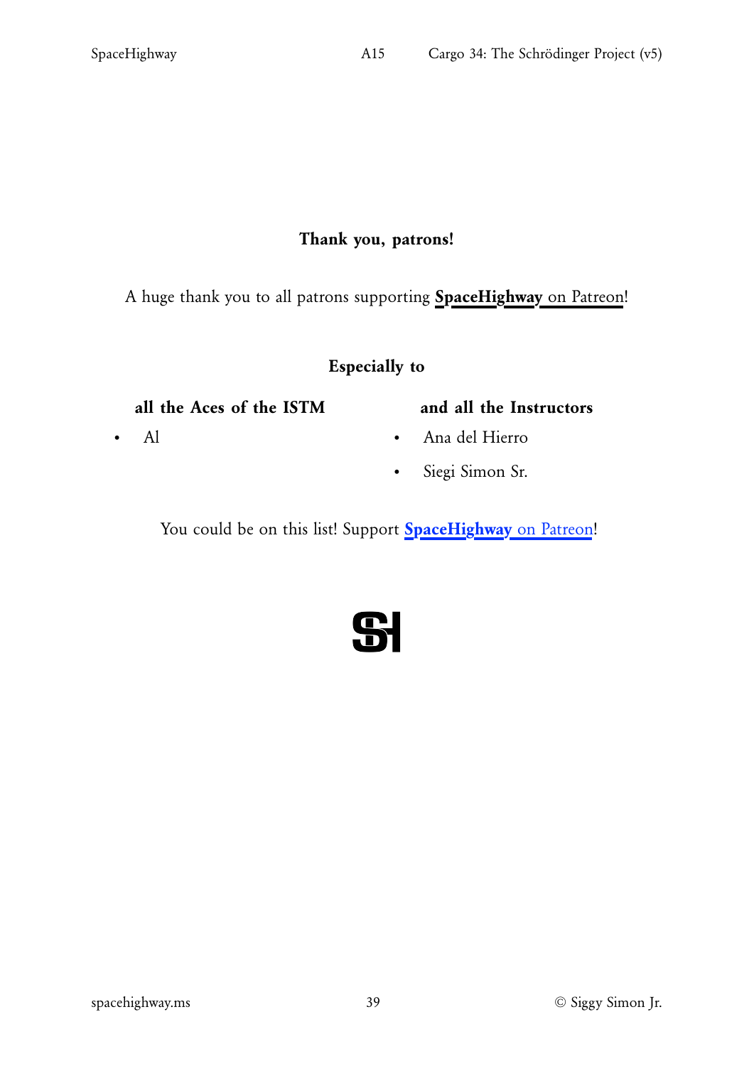## Thank you, patrons!

A huge thank you to all patrons supporting **SpaceHighway** on Patreon!

### Especially to

**all the Aces of the ISTM**

- Al

**and all the Instructors**

- Ana del Hierro
- Siegi Simon Sr.

You could be on this list! Support **SpaceHighway** on Patreon!

SH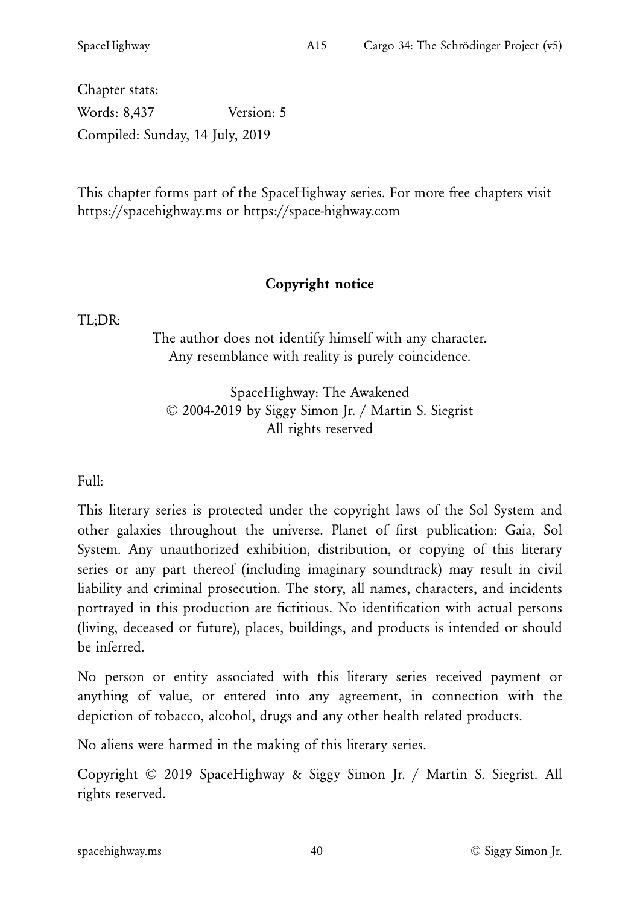Chapter stats:

Words: 8,437 Version: 5

Compiled: Sunday, 14 July, 2019

This chapter forms part of the SpaceHighway series. For more free chapters visit https://spacehighway.ms or https://space-highway.com

**Copyright notice**

TL;DR:

The author does not identify himself with any character.
Any resemblance with reality is purely coincidence.

SpaceHighway: The Awakened
© 2004-2019 by Siggy Simon Jr. / Martin S. Siegrist
All rights reserved

Full:

This literary series is protected under the copyright laws of the Sol System and other galaxies throughout the universe. Planet of first publication: Gaia, Sol System. Any unauthorized exhibition, distribution, or copying of this literary series or any part thereof (including imaginary soundtrack) may result in civil liability and criminal prosecution. The story, all names, characters, and incidents portrayed in this production are fictitious. No identification with actual persons (living, deceased or future), places, buildings, and products is intended or should be inferred.

No person or entity associated with this literary series received payment or anything of value, or entered into any agreement, in connection with the depiction of tobacco, alcohol, drugs and any other health related products.

No aliens were harmed in the making of this literary series.

Copyright © 2019 SpaceHighway & Siggy Simon Jr. / Martin S. Siegrist. All rights reserved.